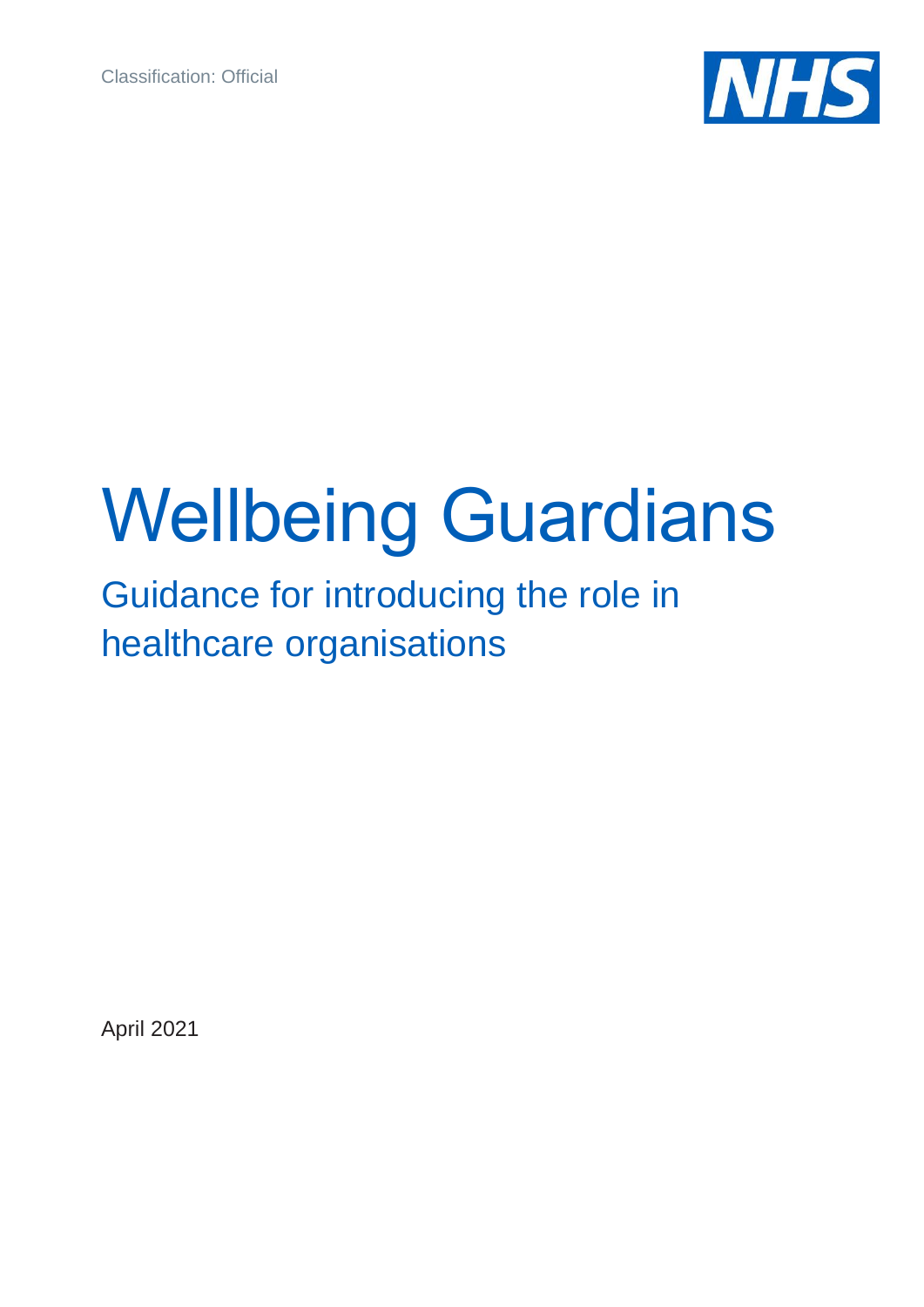Classification: Official

NHS

# Wellbeing Guardians

## Guidance for introducing the role in healthcare organisations

April 2021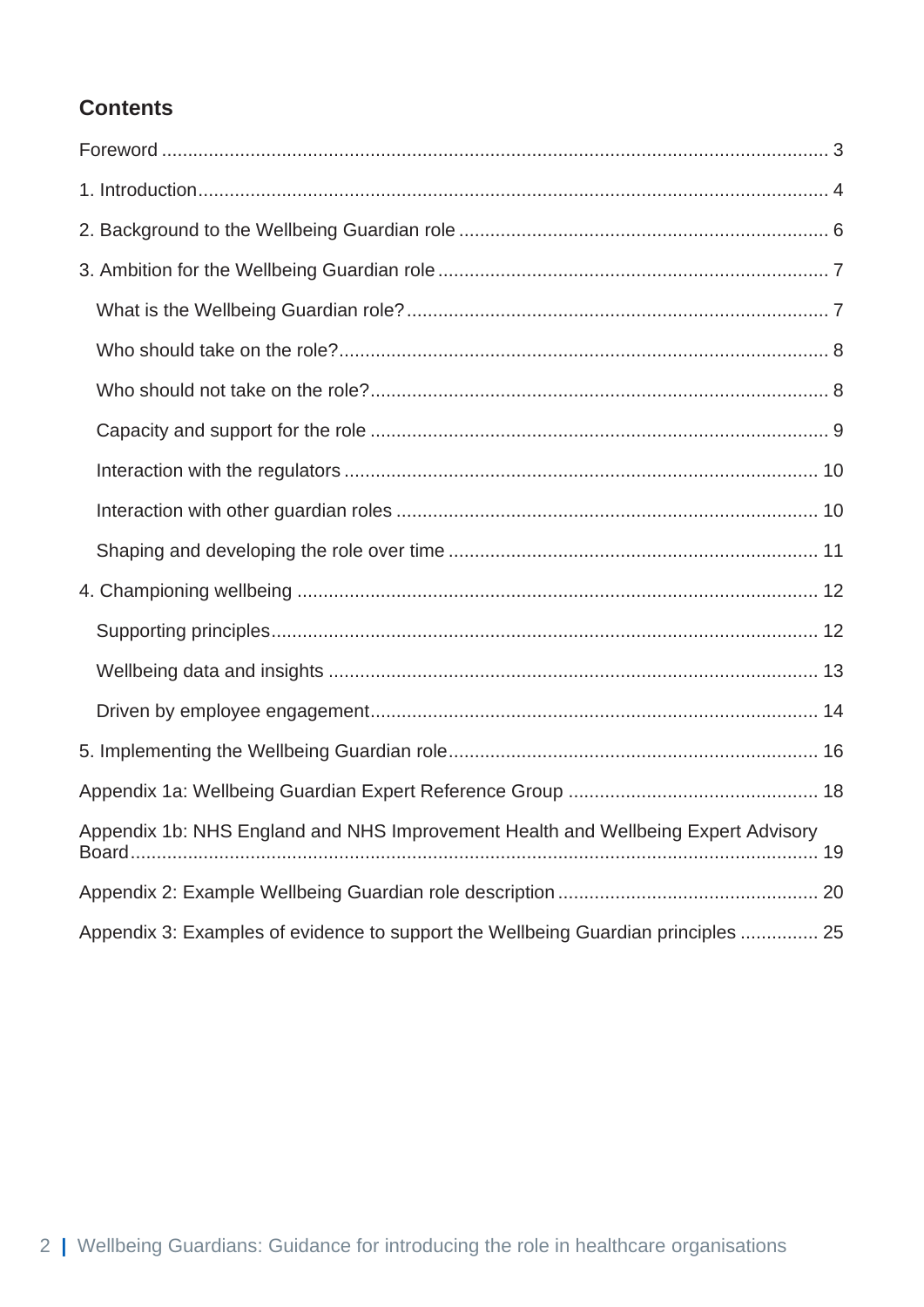## Contents

Foreword ........ 3

1. Introduction ........ 4

2. Background to the Wellbeing Guardian role ........ 6

3. Ambition for the Wellbeing Guardian role ........ 7

   What is the Wellbeing Guardian role? ........ 7

   Who should take on the role? ........ 8

   Who should not take on the role? ........ 8

   Capacity and support for the role ........ 9

   Interaction with the regulators ........ 10

   Interaction with other guardian roles ........ 10

   Shaping and developing the role over time ........ 11

4. Championing wellbeing ........ 12

   Supporting principles ........ 12

   Wellbeing data and insights ........ 13

   Driven by employee engagement ........ 14

5. Implementing the Wellbeing Guardian role ........ 16

Appendix 1a: Wellbeing Guardian Expert Reference Group ........ 18

Appendix 1b: NHS England and NHS Improvement Health and Wellbeing Expert Advisory Board ........ 19

Appendix 2: Example Wellbeing Guardian role description ........ 20

Appendix 3: Examples of evidence to support the Wellbeing Guardian principles ........ 25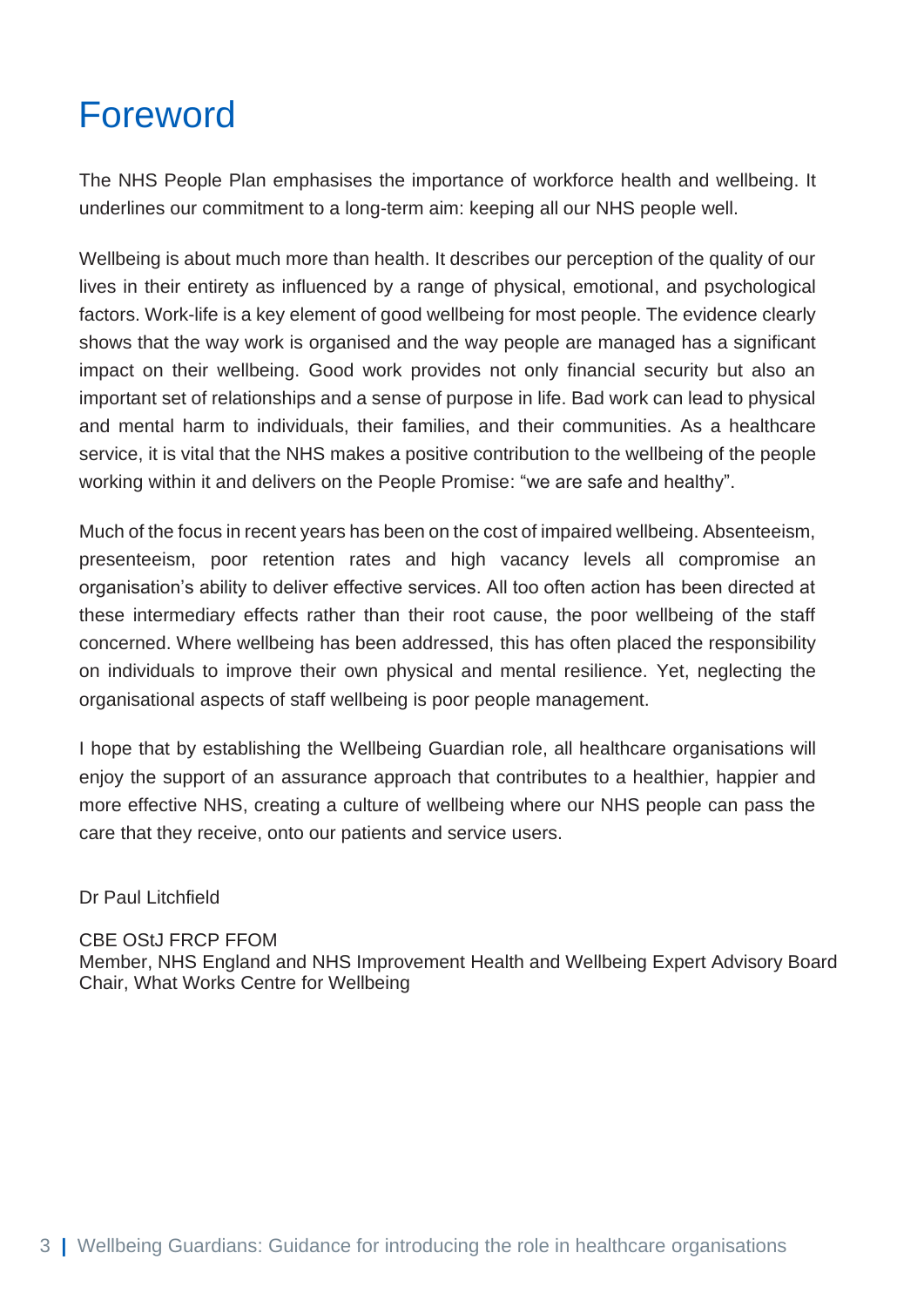# Foreword

The NHS People Plan emphasises the importance of workforce health and wellbeing. It underlines our commitment to a long-term aim: keeping all our NHS people well.

Wellbeing is about much more than health. It describes our perception of the quality of our lives in their entirety as influenced by a range of physical, emotional, and psychological factors. Work-life is a key element of good wellbeing for most people. The evidence clearly shows that the way work is organised and the way people are managed has a significant impact on their wellbeing. Good work provides not only financial security but also an important set of relationships and a sense of purpose in life. Bad work can lead to physical and mental harm to individuals, their families, and their communities. As a healthcare service, it is vital that the NHS makes a positive contribution to the wellbeing of the people working within it and delivers on the People Promise: "we are safe and healthy".

Much of the focus in recent years has been on the cost of impaired wellbeing. Absenteeism, presenteeism, poor retention rates and high vacancy levels all compromise an organisation's ability to deliver effective services. All too often action has been directed at these intermediary effects rather than their root cause, the poor wellbeing of the staff concerned. Where wellbeing has been addressed, this has often placed the responsibility on individuals to improve their own physical and mental resilience. Yet, neglecting the organisational aspects of staff wellbeing is poor people management.

I hope that by establishing the Wellbeing Guardian role, all healthcare organisations will enjoy the support of an assurance approach that contributes to a healthier, happier and more effective NHS, creating a culture of wellbeing where our NHS people can pass the care that they receive, onto our patients and service users.

Dr Paul Litchfield

CBE OStJ FRCP FFOM
Member, NHS England and NHS Improvement Health and Wellbeing Expert Advisory Board
Chair, What Works Centre for Wellbeing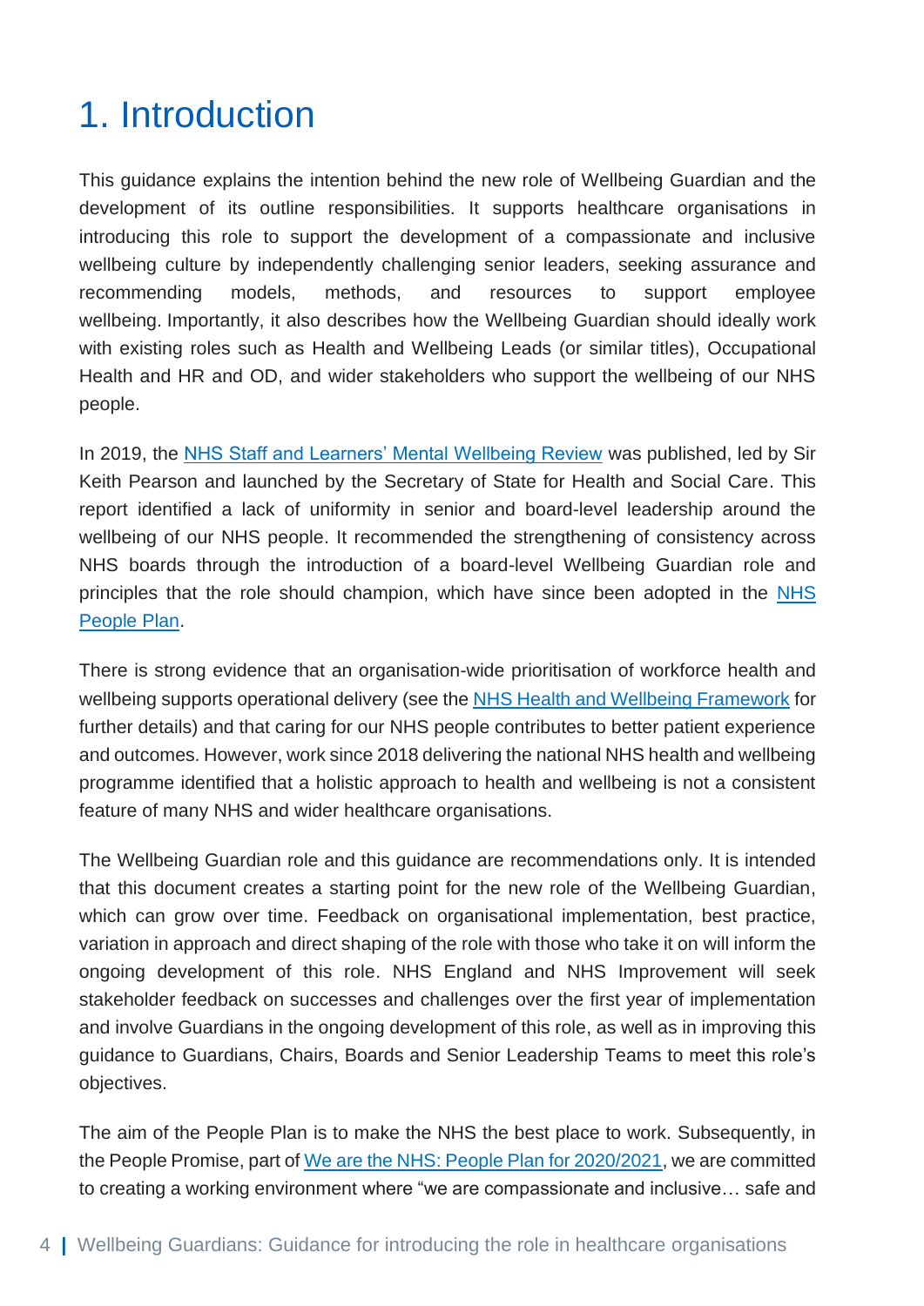# 1. Introduction

This guidance explains the intention behind the new role of Wellbeing Guardian and the development of its outline responsibilities. It supports healthcare organisations in introducing this role to support the development of a compassionate and inclusive wellbeing culture by independently challenging senior leaders, seeking assurance and recommending models, methods, and resources to support employee wellbeing. Importantly, it also describes how the Wellbeing Guardian should ideally work with existing roles such as Health and Wellbeing Leads (or similar titles), Occupational Health and HR and OD, and wider stakeholders who support the wellbeing of our NHS people.

In 2019, the NHS Staff and Learners' Mental Wellbeing Review was published, led by Sir Keith Pearson and launched by the Secretary of State for Health and Social Care. This report identified a lack of uniformity in senior and board-level leadership around the wellbeing of our NHS people. It recommended the strengthening of consistency across NHS boards through the introduction of a board-level Wellbeing Guardian role and principles that the role should champion, which have since been adopted in the NHS People Plan.

There is strong evidence that an organisation-wide prioritisation of workforce health and wellbeing supports operational delivery (see the NHS Health and Wellbeing Framework for further details) and that caring for our NHS people contributes to better patient experience and outcomes. However, work since 2018 delivering the national NHS health and wellbeing programme identified that a holistic approach to health and wellbeing is not a consistent feature of many NHS and wider healthcare organisations.

The Wellbeing Guardian role and this guidance are recommendations only. It is intended that this document creates a starting point for the new role of the Wellbeing Guardian, which can grow over time. Feedback on organisational implementation, best practice, variation in approach and direct shaping of the role with those who take it on will inform the ongoing development of this role. NHS England and NHS Improvement will seek stakeholder feedback on successes and challenges over the first year of implementation and involve Guardians in the ongoing development of this role, as well as in improving this guidance to Guardians, Chairs, Boards and Senior Leadership Teams to meet this role's objectives.

The aim of the People Plan is to make the NHS the best place to work. Subsequently, in the People Promise, part of We are the NHS: People Plan for 2020/2021, we are committed to creating a working environment where "we are compassionate and inclusive… safe and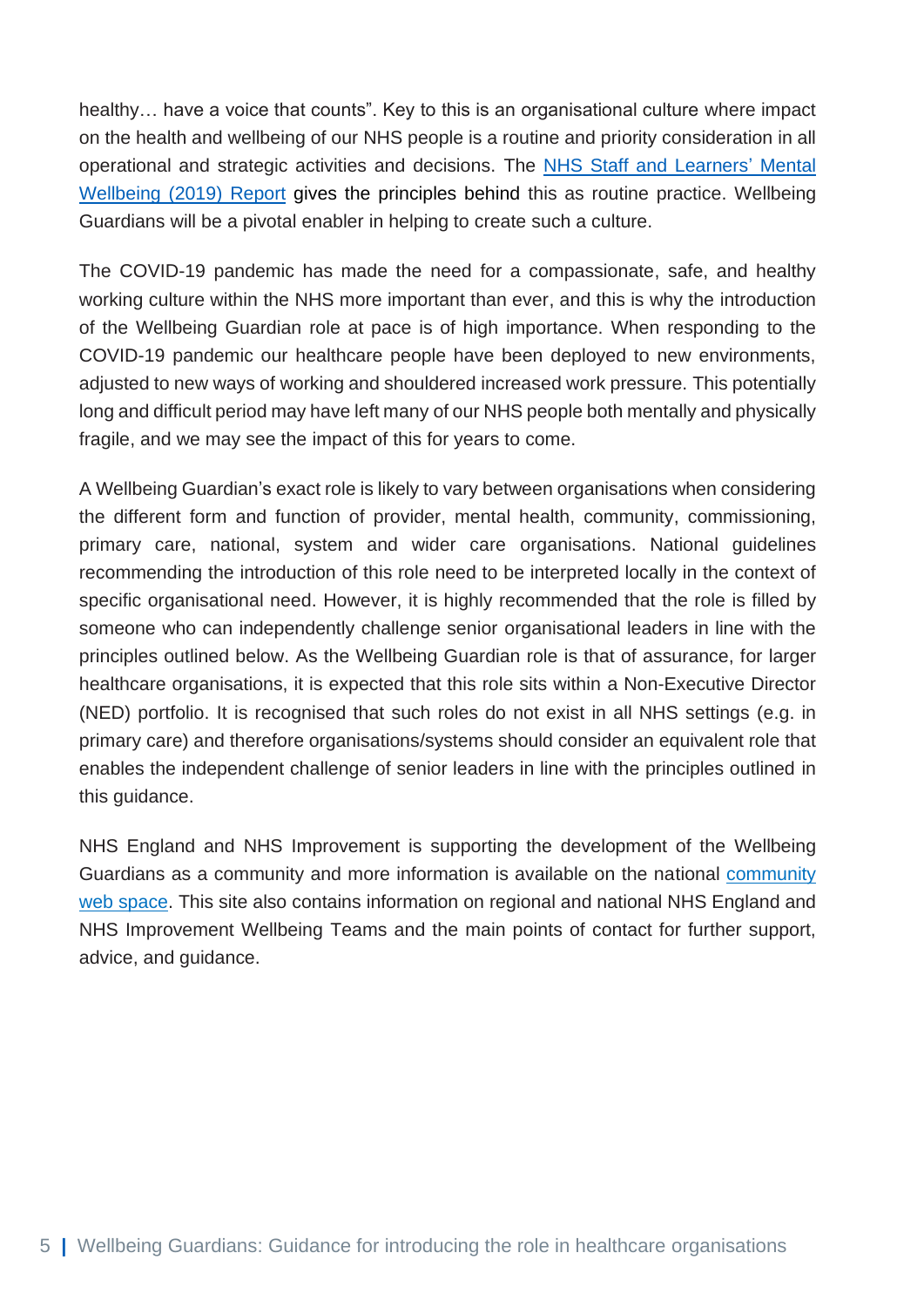healthy… have a voice that counts". Key to this is an organisational culture where impact on the health and wellbeing of our NHS people is a routine and priority consideration in all operational and strategic activities and decisions. The [NHS Staff and Learners' Mental Wellbeing (2019) Report]() gives the principles behind this as routine practice. Wellbeing Guardians will be a pivotal enabler in helping to create such a culture.

The COVID-19 pandemic has made the need for a compassionate, safe, and healthy working culture within the NHS more important than ever, and this is why the introduction of the Wellbeing Guardian role at pace is of high importance. When responding to the COVID-19 pandemic our healthcare people have been deployed to new environments, adjusted to new ways of working and shouldered increased work pressure. This potentially long and difficult period may have left many of our NHS people both mentally and physically fragile, and we may see the impact of this for years to come.

A Wellbeing Guardian's exact role is likely to vary between organisations when considering the different form and function of provider, mental health, community, commissioning, primary care, national, system and wider care organisations. National guidelines recommending the introduction of this role need to be interpreted locally in the context of specific organisational need. However, it is highly recommended that the role is filled by someone who can independently challenge senior organisational leaders in line with the principles outlined below. As the Wellbeing Guardian role is that of assurance, for larger healthcare organisations, it is expected that this role sits within a Non-Executive Director (NED) portfolio. It is recognised that such roles do not exist in all NHS settings (e.g. in primary care) and therefore organisations/systems should consider an equivalent role that enables the independent challenge of senior leaders in line with the principles outlined in this guidance.

NHS England and NHS Improvement is supporting the development of the Wellbeing Guardians as a community and more information is available on the national [community web space](). This site also contains information on regional and national NHS England and NHS Improvement Wellbeing Teams and the main points of contact for further support, advice, and guidance.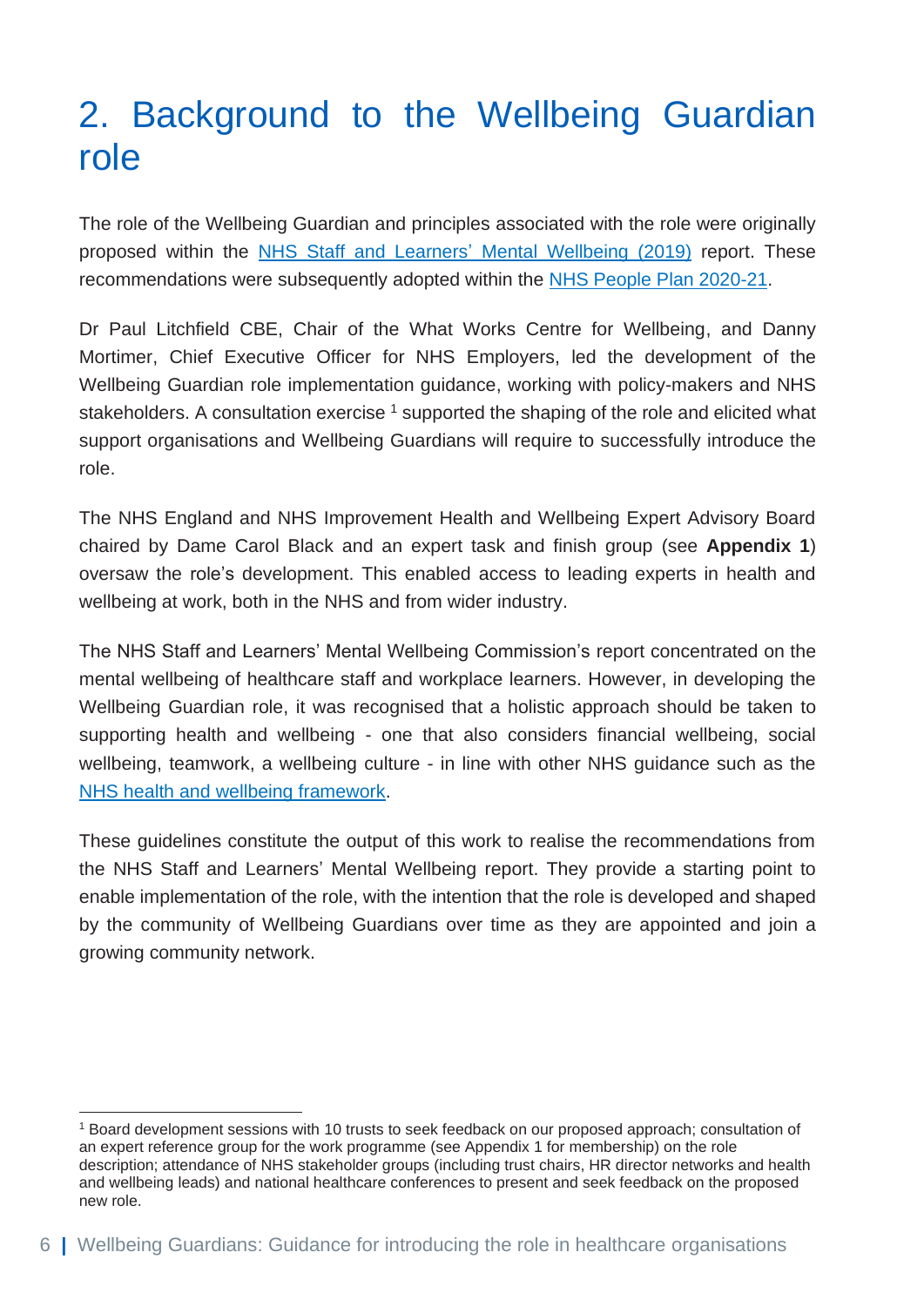# 2. Background to the Wellbeing Guardian role

The role of the Wellbeing Guardian and principles associated with the role were originally proposed within the NHS Staff and Learners' Mental Wellbeing (2019) report. These recommendations were subsequently adopted within the NHS People Plan 2020-21.

Dr Paul Litchfield CBE, Chair of the What Works Centre for Wellbeing, and Danny Mortimer, Chief Executive Officer for NHS Employers, led the development of the Wellbeing Guardian role implementation guidance, working with policy-makers and NHS stakeholders. A consultation exercise [1] supported the shaping of the role and elicited what support organisations and Wellbeing Guardians will require to successfully introduce the role.

The NHS England and NHS Improvement Health and Wellbeing Expert Advisory Board chaired by Dame Carol Black and an expert task and finish group (see **Appendix 1**) oversaw the role's development. This enabled access to leading experts in health and wellbeing at work, both in the NHS and from wider industry.

The NHS Staff and Learners' Mental Wellbeing Commission's report concentrated on the mental wellbeing of healthcare staff and workplace learners. However, in developing the Wellbeing Guardian role, it was recognised that a holistic approach should be taken to supporting health and wellbeing - one that also considers financial wellbeing, social wellbeing, teamwork, a wellbeing culture - in line with other NHS guidance such as the NHS health and wellbeing framework.

These guidelines constitute the output of this work to realise the recommendations from the NHS Staff and Learners' Mental Wellbeing report. They provide a starting point to enable implementation of the role, with the intention that the role is developed and shaped by the community of Wellbeing Guardians over time as they are appointed and join a growing community network.

[1] Board development sessions with 10 trusts to seek feedback on our proposed approach; consultation of an expert reference group for the work programme (see Appendix 1 for membership) on the role description; attendance of NHS stakeholder groups (including trust chairs, HR director networks and health and wellbeing leads) and national healthcare conferences to present and seek feedback on the proposed new role.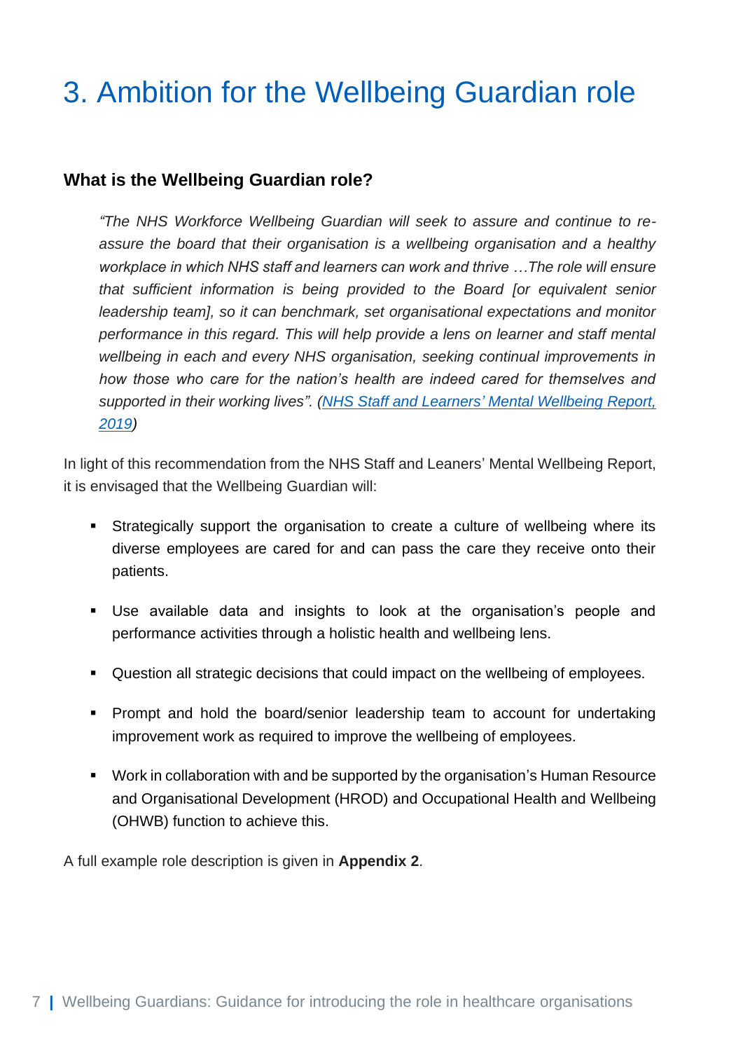# 3. Ambition for the Wellbeing Guardian role

### What is the Wellbeing Guardian role?

> *"The NHS Workforce Wellbeing Guardian will seek to assure and continue to re-assure the board that their organisation is a wellbeing organisation and a healthy workplace in which NHS staff and learners can work and thrive …The role will ensure that sufficient information is being provided to the Board [or equivalent senior leadership team], so it can benchmark, set organisational expectations and monitor performance in this regard. This will help provide a lens on learner and staff mental wellbeing in each and every NHS organisation, seeking continual improvements in how those who care for the nation's health are indeed cared for themselves and supported in their working lives". (NHS Staff and Learners' Mental Wellbeing Report, 2019)*

In light of this recommendation from the NHS Staff and Leaners' Mental Wellbeing Report, it is envisaged that the Wellbeing Guardian will:

- Strategically support the organisation to create a culture of wellbeing where its diverse employees are cared for and can pass the care they receive onto their patients.
- Use available data and insights to look at the organisation's people and performance activities through a holistic health and wellbeing lens.
- Question all strategic decisions that could impact on the wellbeing of employees.
- Prompt and hold the board/senior leadership team to account for undertaking improvement work as required to improve the wellbeing of employees.
- Work in collaboration with and be supported by the organisation's Human Resource and Organisational Development (HROD) and Occupational Health and Wellbeing (OHWB) function to achieve this.

A full example role description is given in **Appendix 2**.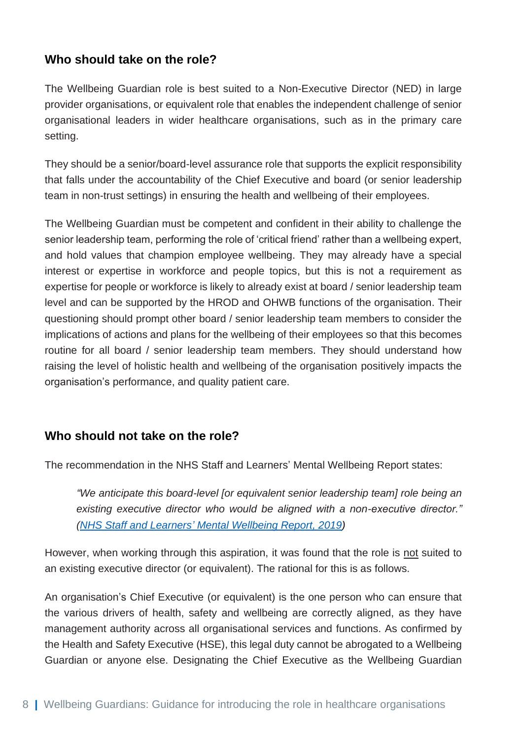## Who should take on the role?

The Wellbeing Guardian role is best suited to a Non-Executive Director (NED) in large provider organisations, or equivalent role that enables the independent challenge of senior organisational leaders in wider healthcare organisations, such as in the primary care setting.

They should be a senior/board-level assurance role that supports the explicit responsibility that falls under the accountability of the Chief Executive and board (or senior leadership team in non-trust settings) in ensuring the health and wellbeing of their employees.

The Wellbeing Guardian must be competent and confident in their ability to challenge the senior leadership team, performing the role of 'critical friend' rather than a wellbeing expert, and hold values that champion employee wellbeing. They may already have a special interest or expertise in workforce and people topics, but this is not a requirement as expertise for people or workforce is likely to already exist at board / senior leadership team level and can be supported by the HROD and OHWB functions of the organisation. Their questioning should prompt other board / senior leadership team members to consider the implications of actions and plans for the wellbeing of their employees so that this becomes routine for all board / senior leadership team members. They should understand how raising the level of holistic health and wellbeing of the organisation positively impacts the organisation's performance, and quality patient care.

## Who should not take on the role?

The recommendation in the NHS Staff and Learners' Mental Wellbeing Report states:

> *"We anticipate this board-level [or equivalent senior leadership team] role being an existing executive director who would be aligned with a non-executive director." ([NHS Staff and Learners' Mental Wellbeing Report, 2019](#))*

However, when working through this aspiration, it was found that the role is not suited to an existing executive director (or equivalent). The rational for this is as follows.

An organisation's Chief Executive (or equivalent) is the one person who can ensure that the various drivers of health, safety and wellbeing are correctly aligned, as they have management authority across all organisational services and functions. As confirmed by the Health and Safety Executive (HSE), this legal duty cannot be abrogated to a Wellbeing Guardian or anyone else. Designating the Chief Executive as the Wellbeing Guardian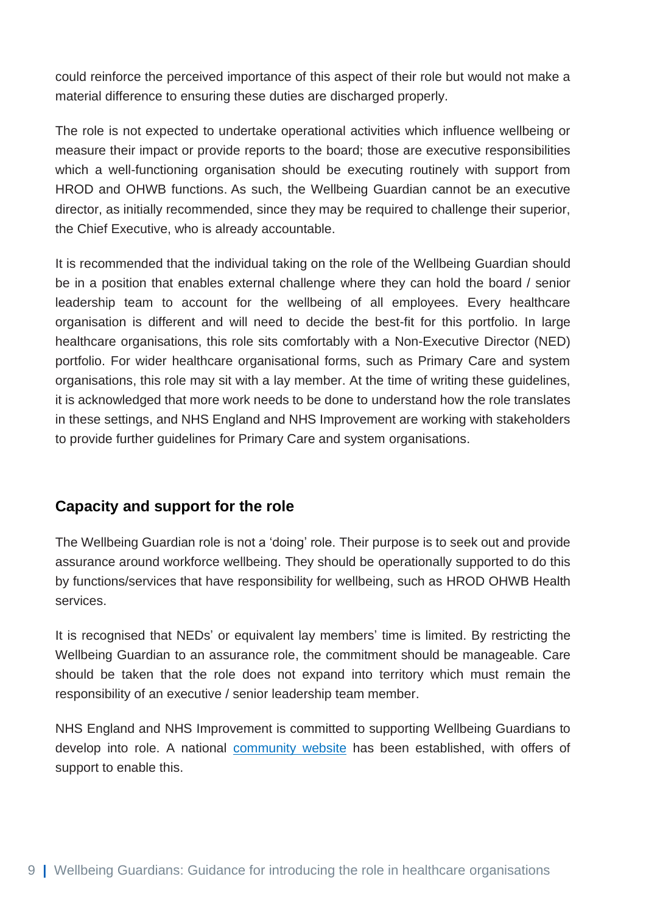could reinforce the perceived importance of this aspect of their role but would not make a material difference to ensuring these duties are discharged properly.

The role is not expected to undertake operational activities which influence wellbeing or measure their impact or provide reports to the board; those are executive responsibilities which a well-functioning organisation should be executing routinely with support from HROD and OHWB functions. As such, the Wellbeing Guardian cannot be an executive director, as initially recommended, since they may be required to challenge their superior, the Chief Executive, who is already accountable.

It is recommended that the individual taking on the role of the Wellbeing Guardian should be in a position that enables external challenge where they can hold the board / senior leadership team to account for the wellbeing of all employees. Every healthcare organisation is different and will need to decide the best-fit for this portfolio. In large healthcare organisations, this role sits comfortably with a Non-Executive Director (NED) portfolio. For wider healthcare organisational forms, such as Primary Care and system organisations, this role may sit with a lay member. At the time of writing these guidelines, it is acknowledged that more work needs to be done to understand how the role translates in these settings, and NHS England and NHS Improvement are working with stakeholders to provide further guidelines for Primary Care and system organisations.

## Capacity and support for the role

The Wellbeing Guardian role is not a 'doing' role. Their purpose is to seek out and provide assurance around workforce wellbeing. They should be operationally supported to do this by functions/services that have responsibility for wellbeing, such as HROD OHWB Health services.

It is recognised that NEDs' or equivalent lay members' time is limited. By restricting the Wellbeing Guardian to an assurance role, the commitment should be manageable. Care should be taken that the role does not expand into territory which must remain the responsibility of an executive / senior leadership team member.

NHS England and NHS Improvement is committed to supporting Wellbeing Guardians to develop into role. A national community website has been established, with offers of support to enable this.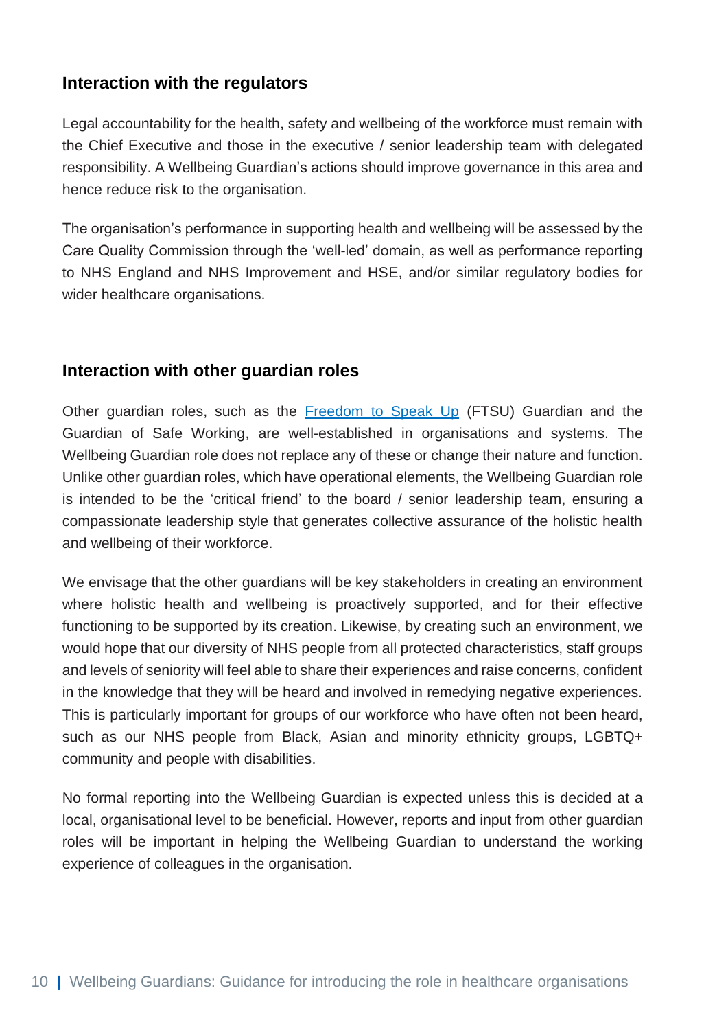## Interaction with the regulators

Legal accountability for the health, safety and wellbeing of the workforce must remain with the Chief Executive and those in the executive / senior leadership team with delegated responsibility. A Wellbeing Guardian's actions should improve governance in this area and hence reduce risk to the organisation.

The organisation's performance in supporting health and wellbeing will be assessed by the Care Quality Commission through the 'well-led' domain, as well as performance reporting to NHS England and NHS Improvement and HSE, and/or similar regulatory bodies for wider healthcare organisations.

## Interaction with other guardian roles

Other guardian roles, such as the Freedom to Speak Up (FTSU) Guardian and the Guardian of Safe Working, are well-established in organisations and systems. The Wellbeing Guardian role does not replace any of these or change their nature and function. Unlike other guardian roles, which have operational elements, the Wellbeing Guardian role is intended to be the 'critical friend' to the board / senior leadership team, ensuring a compassionate leadership style that generates collective assurance of the holistic health and wellbeing of their workforce.

We envisage that the other guardians will be key stakeholders in creating an environment where holistic health and wellbeing is proactively supported, and for their effective functioning to be supported by its creation. Likewise, by creating such an environment, we would hope that our diversity of NHS people from all protected characteristics, staff groups and levels of seniority will feel able to share their experiences and raise concerns, confident in the knowledge that they will be heard and involved in remedying negative experiences. This is particularly important for groups of our workforce who have often not been heard, such as our NHS people from Black, Asian and minority ethnicity groups, LGBTQ+ community and people with disabilities.

No formal reporting into the Wellbeing Guardian is expected unless this is decided at a local, organisational level to be beneficial. However, reports and input from other guardian roles will be important in helping the Wellbeing Guardian to understand the working experience of colleagues in the organisation.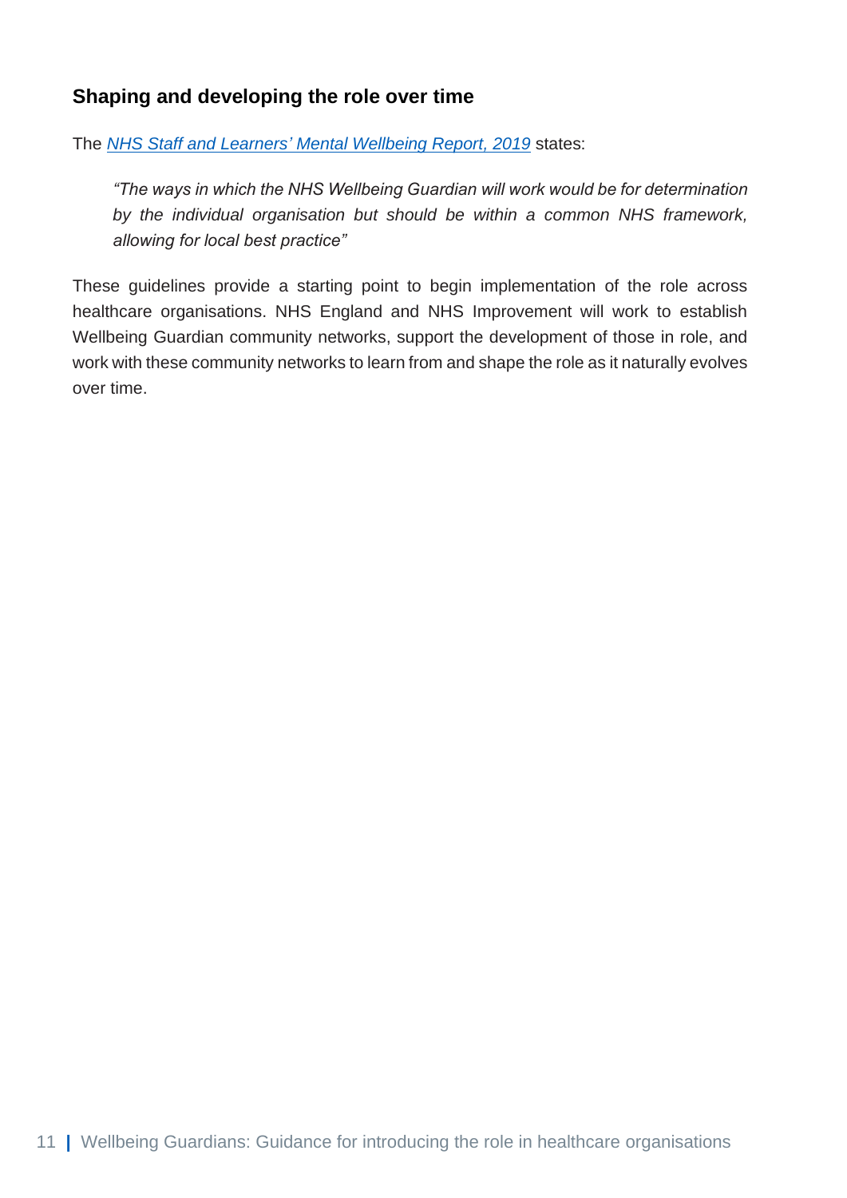## Shaping and developing the role over time

The *NHS Staff and Learners' Mental Wellbeing Report, 2019* states:

> *"The ways in which the NHS Wellbeing Guardian will work would be for determination by the individual organisation but should be within a common NHS framework, allowing for local best practice"*

These guidelines provide a starting point to begin implementation of the role across healthcare organisations. NHS England and NHS Improvement will work to establish Wellbeing Guardian community networks, support the development of those in role, and work with these community networks to learn from and shape the role as it naturally evolves over time.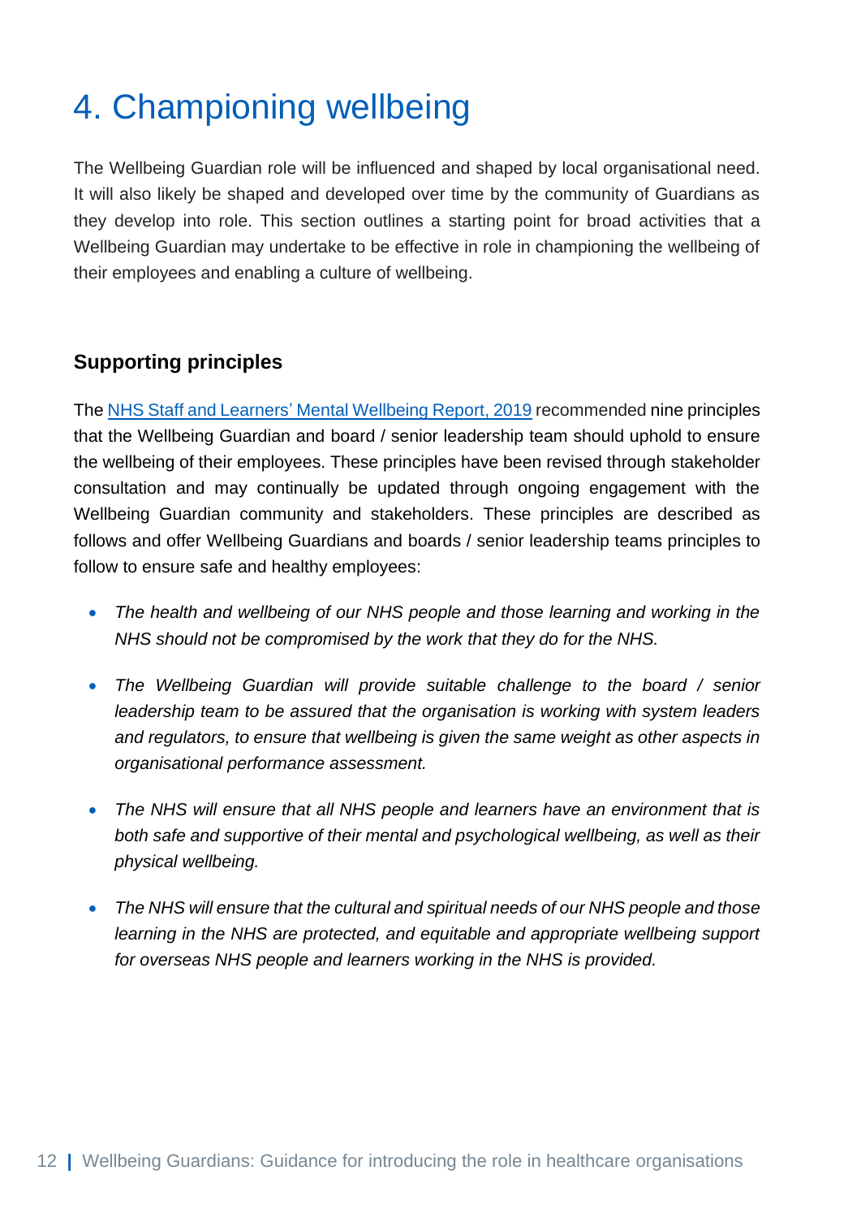# 4. Championing wellbeing

The Wellbeing Guardian role will be influenced and shaped by local organisational need. It will also likely be shaped and developed over time by the community of Guardians as they develop into role. This section outlines a starting point for broad activities that a Wellbeing Guardian may undertake to be effective in role in championing the wellbeing of their employees and enabling a culture of wellbeing.

## Supporting principles

The [NHS Staff and Learners' Mental Wellbeing Report, 2019](#) recommended nine principles that the Wellbeing Guardian and board / senior leadership team should uphold to ensure the wellbeing of their employees. These principles have been revised through stakeholder consultation and may continually be updated through ongoing engagement with the Wellbeing Guardian community and stakeholders. These principles are described as follows and offer Wellbeing Guardians and boards / senior leadership teams principles to follow to ensure safe and healthy employees:

- *The health and wellbeing of our NHS people and those learning and working in the NHS should not be compromised by the work that they do for the NHS.*
- *The Wellbeing Guardian will provide suitable challenge to the board / senior leadership team to be assured that the organisation is working with system leaders and regulators, to ensure that wellbeing is given the same weight as other aspects in organisational performance assessment.*
- *The NHS will ensure that all NHS people and learners have an environment that is both safe and supportive of their mental and psychological wellbeing, as well as their physical wellbeing.*
- *The NHS will ensure that the cultural and spiritual needs of our NHS people and those learning in the NHS are protected, and equitable and appropriate wellbeing support for overseas NHS people and learners working in the NHS is provided.*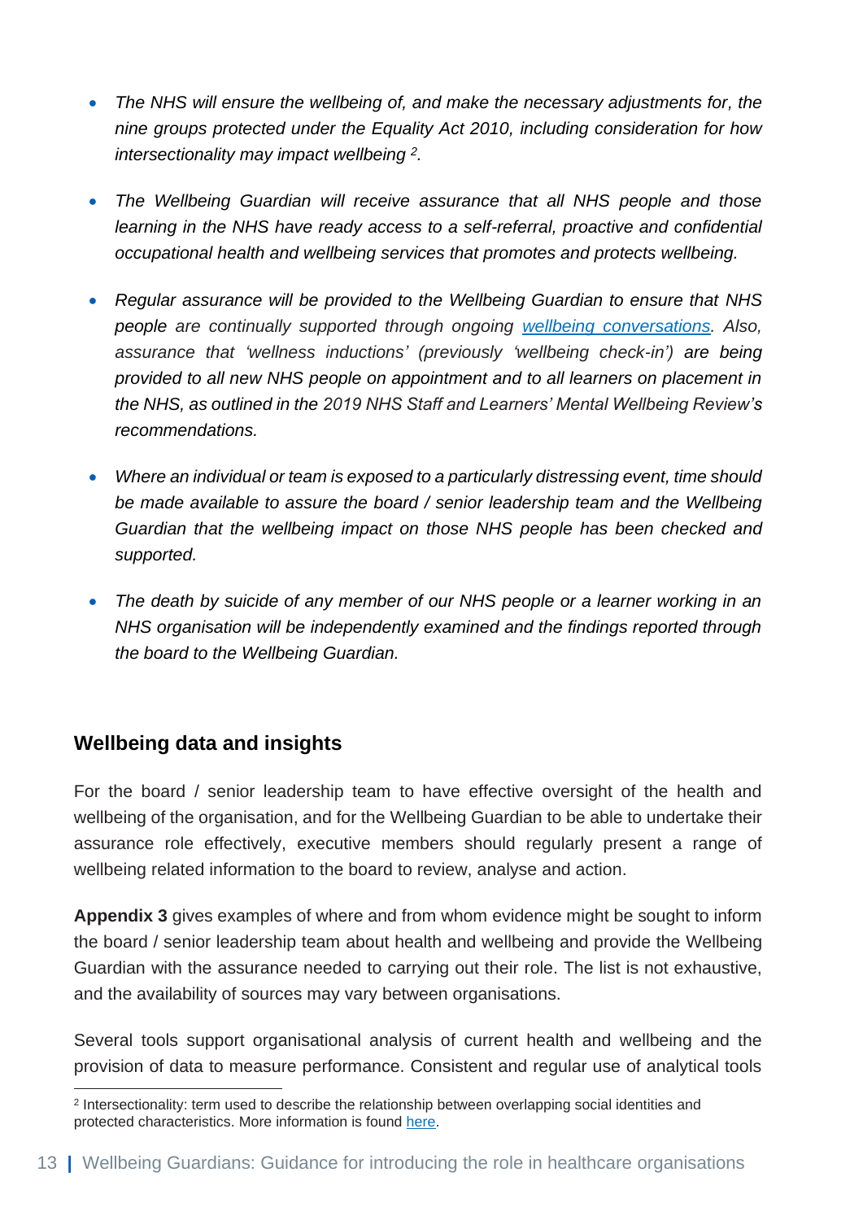- *The NHS will ensure the wellbeing of, and make the necessary adjustments for, the nine groups protected under the Equality Act 2010, including consideration for how intersectionality may impact wellbeing* [2]*.*

- *The Wellbeing Guardian will receive assurance that all NHS people and those learning in the NHS have ready access to a self-referral, proactive and confidential occupational health and wellbeing services that promotes and protects wellbeing.*

- *Regular assurance will be provided to the Wellbeing Guardian to ensure that NHS people are continually supported through ongoing [wellbeing conversations](). Also, assurance that 'wellness inductions' (previously 'wellbeing check-in') are being provided to all new NHS people on appointment and to all learners on placement in the NHS, as outlined in the 2019 NHS Staff and Learners' Mental Wellbeing Review's recommendations.*

- *Where an individual or team is exposed to a particularly distressing event, time should be made available to assure the board / senior leadership team and the Wellbeing Guardian that the wellbeing impact on those NHS people has been checked and supported.*

- *The death by suicide of any member of our NHS people or a learner working in an NHS organisation will be independently examined and the findings reported through the board to the Wellbeing Guardian.*

## Wellbeing data and insights

For the board / senior leadership team to have effective oversight of the health and wellbeing of the organisation, and for the Wellbeing Guardian to be able to undertake their assurance role effectively, executive members should regularly present a range of wellbeing related information to the board to review, analyse and action.

**Appendix 3** gives examples of where and from whom evidence might be sought to inform the board / senior leadership team about health and wellbeing and provide the Wellbeing Guardian with the assurance needed to carrying out their role. The list is not exhaustive, and the availability of sources may vary between organisations.

Several tools support organisational analysis of current health and wellbeing and the provision of data to measure performance. Consistent and regular use of analytical tools

[2] Intersectionality: term used to describe the relationship between overlapping social identities and protected characteristics. More information is found [here]().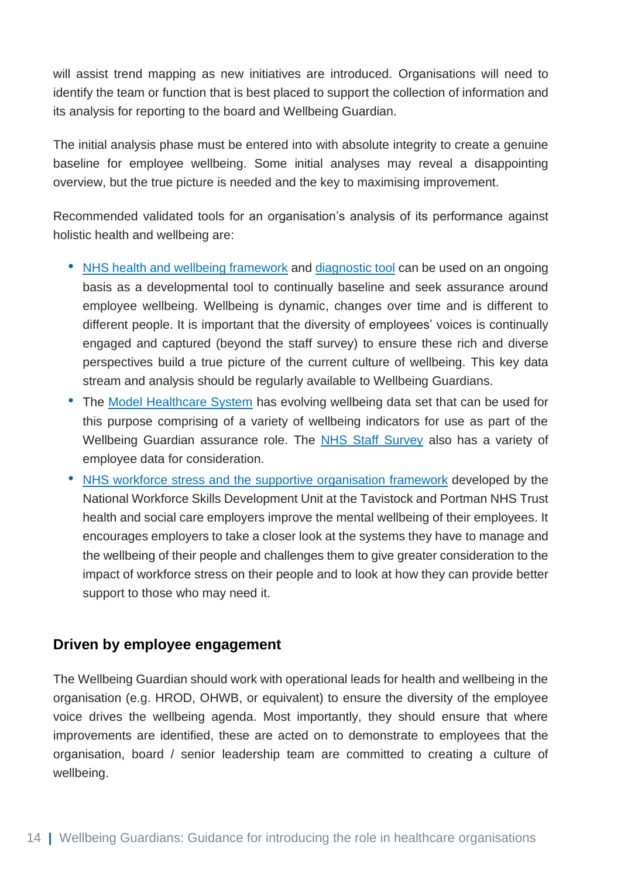will assist trend mapping as new initiatives are introduced. Organisations will need to identify the team or function that is best placed to support the collection of information and its analysis for reporting to the board and Wellbeing Guardian.

The initial analysis phase must be entered into with absolute integrity to create a genuine baseline for employee wellbeing. Some initial analyses may reveal a disappointing overview, but the true picture is needed and the key to maximising improvement.

Recommended validated tools for an organisation's analysis of its performance against holistic health and wellbeing are:

- NHS health and wellbeing framework and diagnostic tool can be used on an ongoing basis as a developmental tool to continually baseline and seek assurance around employee wellbeing. Wellbeing is dynamic, changes over time and is different to different people. It is important that the diversity of employees' voices is continually engaged and captured (beyond the staff survey) to ensure these rich and diverse perspectives build a true picture of the current culture of wellbeing. This key data stream and analysis should be regularly available to Wellbeing Guardians.
- The Model Healthcare System has evolving wellbeing data set that can be used for this purpose comprising of a variety of wellbeing indicators for use as part of the Wellbeing Guardian assurance role. The NHS Staff Survey also has a variety of employee data for consideration.
- NHS workforce stress and the supportive organisation framework developed by the National Workforce Skills Development Unit at the Tavistock and Portman NHS Trust health and social care employers improve the mental wellbeing of their employees. It encourages employers to take a closer look at the systems they have to manage and the wellbeing of their people and challenges them to give greater consideration to the impact of workforce stress on their people and to look at how they can provide better support to those who may need it.

## Driven by employee engagement

The Wellbeing Guardian should work with operational leads for health and wellbeing in the organisation (e.g. HROD, OHWB, or equivalent) to ensure the diversity of the employee voice drives the wellbeing agenda. Most importantly, they should ensure that where improvements are identified, these are acted on to demonstrate to employees that the organisation, board / senior leadership team are committed to creating a culture of wellbeing.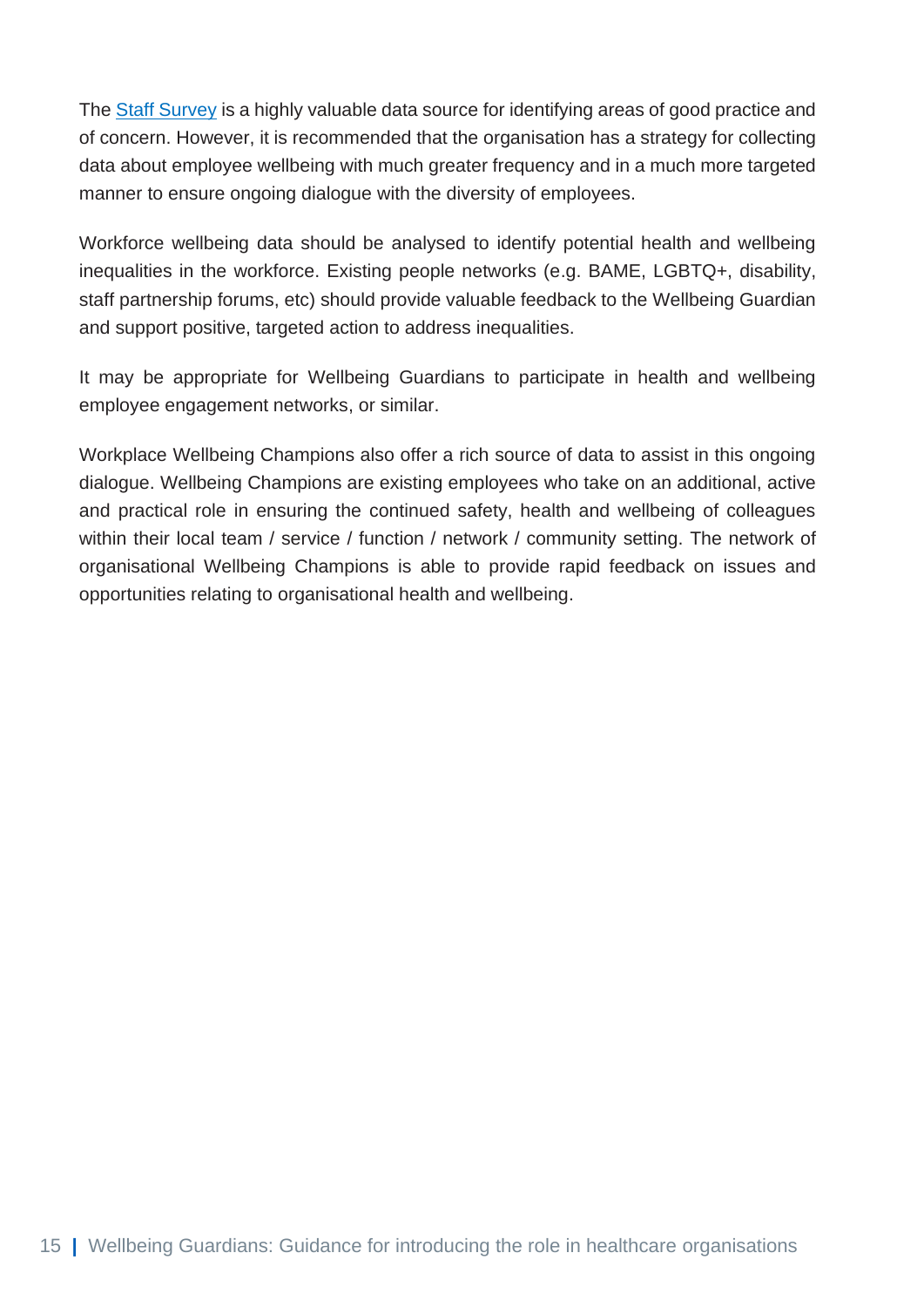The [Staff Survey] is a highly valuable data source for identifying areas of good practice and of concern. However, it is recommended that the organisation has a strategy for collecting data about employee wellbeing with much greater frequency and in a much more targeted manner to ensure ongoing dialogue with the diversity of employees.

Workforce wellbeing data should be analysed to identify potential health and wellbeing inequalities in the workforce. Existing people networks (e.g. BAME, LGBTQ+, disability, staff partnership forums, etc) should provide valuable feedback to the Wellbeing Guardian and support positive, targeted action to address inequalities.

It may be appropriate for Wellbeing Guardians to participate in health and wellbeing employee engagement networks, or similar.

Workplace Wellbeing Champions also offer a rich source of data to assist in this ongoing dialogue. Wellbeing Champions are existing employees who take on an additional, active and practical role in ensuring the continued safety, health and wellbeing of colleagues within their local team / service / function / network / community setting. The network of organisational Wellbeing Champions is able to provide rapid feedback on issues and opportunities relating to organisational health and wellbeing.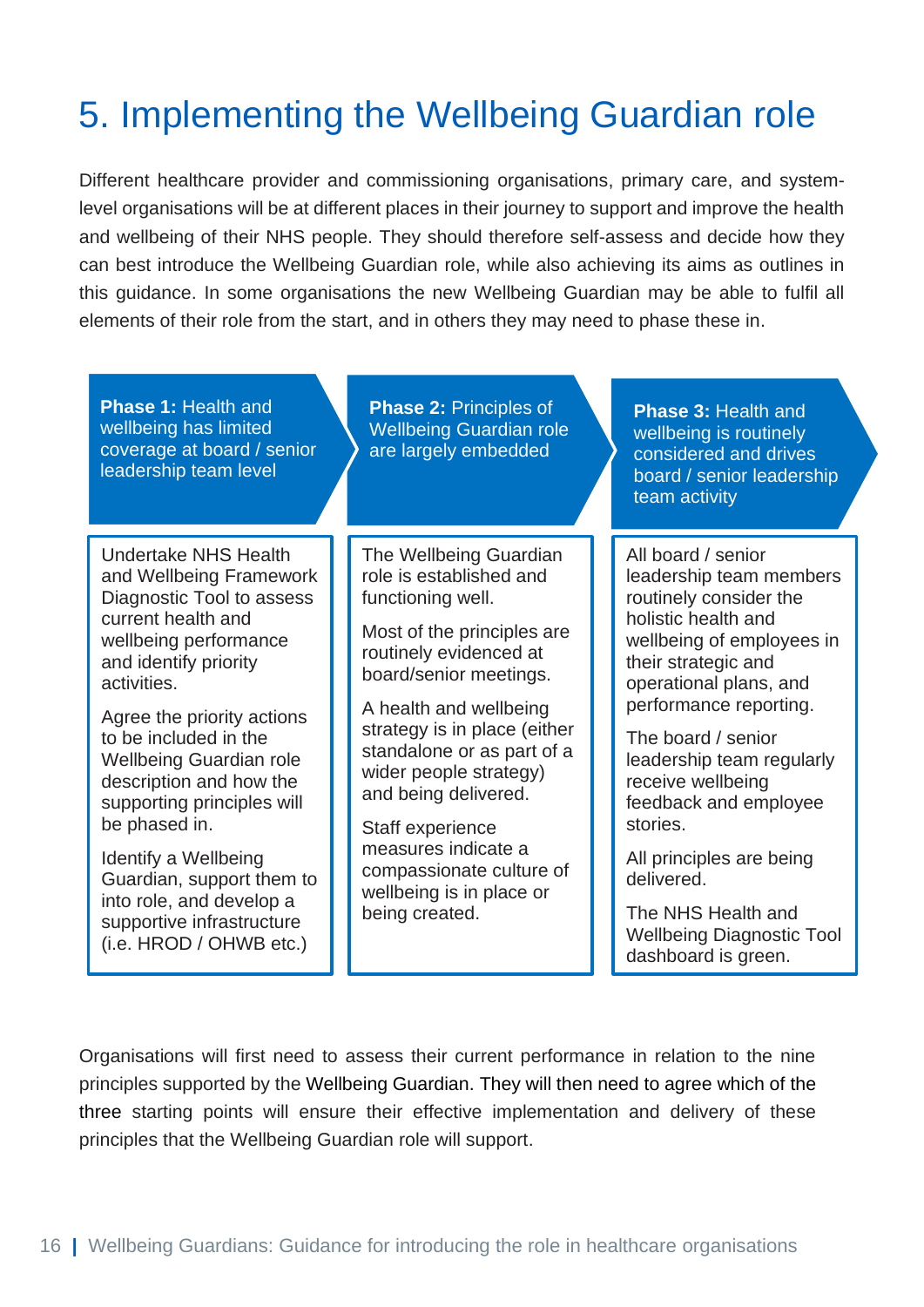# 5. Implementing the Wellbeing Guardian role

Different healthcare provider and commissioning organisations, primary care, and system-level organisations will be at different places in their journey to support and improve the health and wellbeing of their NHS people. They should therefore self-assess and decide how they can best introduce the Wellbeing Guardian role, while also achieving its aims as outlines in this guidance. In some organisations the new Wellbeing Guardian may be able to fulfil all elements of their role from the start, and in others they may need to phase these in.

| **Phase 1:** Health and wellbeing has limited coverage at board / senior leadership team level | **Phase 2:** Principles of Wellbeing Guardian role are largely embedded | **Phase 3:** Health and wellbeing is routinely considered and drives board / senior leadership team activity |
|---|---|---|
| Undertake NHS Health and Wellbeing Framework Diagnostic Tool to assess current health and wellbeing performance and identify priority activities.<br><br>Agree the priority actions to be included in the Wellbeing Guardian role description and how the supporting principles will be phased in.<br><br>Identify a Wellbeing Guardian, support them to into role, and develop a supportive infrastructure (i.e. HROD / OHWB etc.) | The Wellbeing Guardian role is established and functioning well.<br><br>Most of the principles are routinely evidenced at board/senior meetings.<br><br>A health and wellbeing strategy is in place (either standalone or as part of a wider people strategy) and being delivered.<br><br>Staff experience measures indicate a compassionate culture of wellbeing is in place or being created. | All board / senior leadership team members routinely consider the holistic health and wellbeing of employees in their strategic and operational plans, and performance reporting.<br><br>The board / senior leadership team regularly receive wellbeing feedback and employee stories.<br><br>All principles are being delivered.<br><br>The NHS Health and Wellbeing Diagnostic Tool dashboard is green. |

Organisations will first need to assess their current performance in relation to the nine principles supported by the Wellbeing Guardian. They will then need to agree which of the three starting points will ensure their effective implementation and delivery of these principles that the Wellbeing Guardian role will support.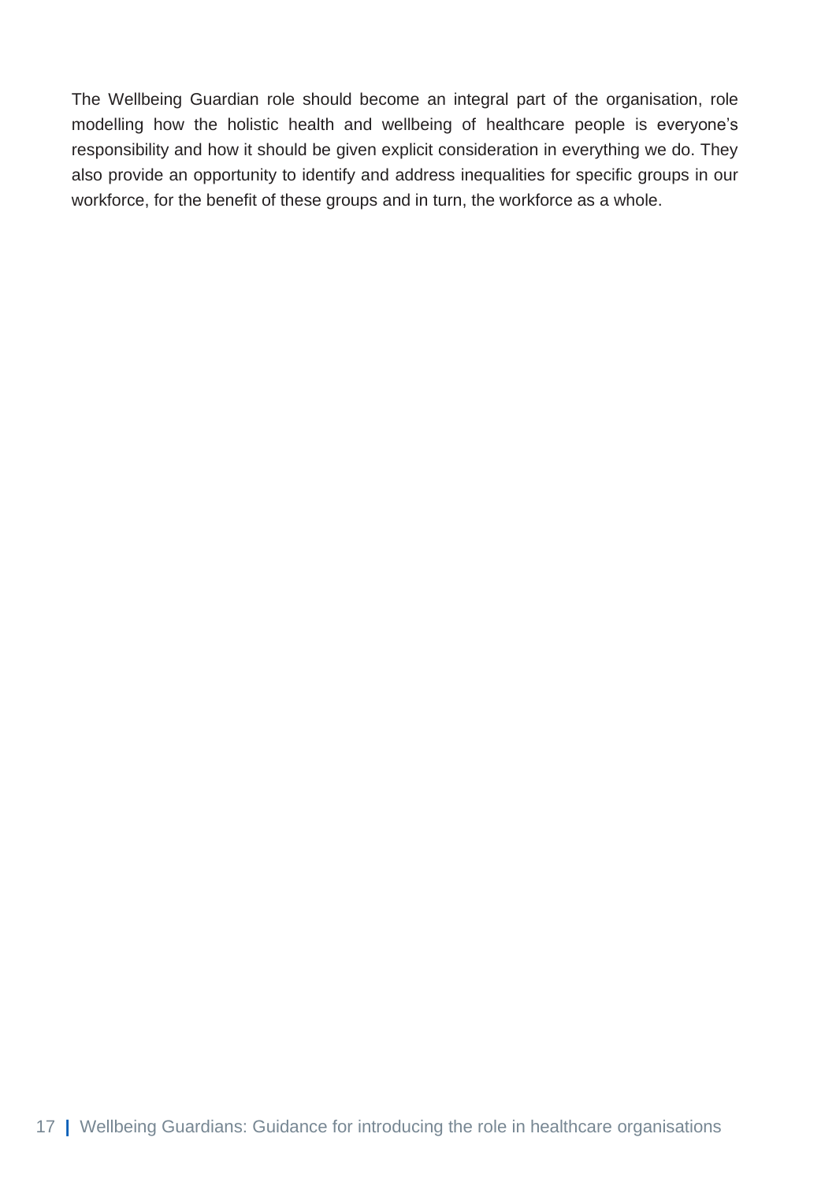The Wellbeing Guardian role should become an integral part of the organisation, role modelling how the holistic health and wellbeing of healthcare people is everyone's responsibility and how it should be given explicit consideration in everything we do. They also provide an opportunity to identify and address inequalities for specific groups in our workforce, for the benefit of these groups and in turn, the workforce as a whole.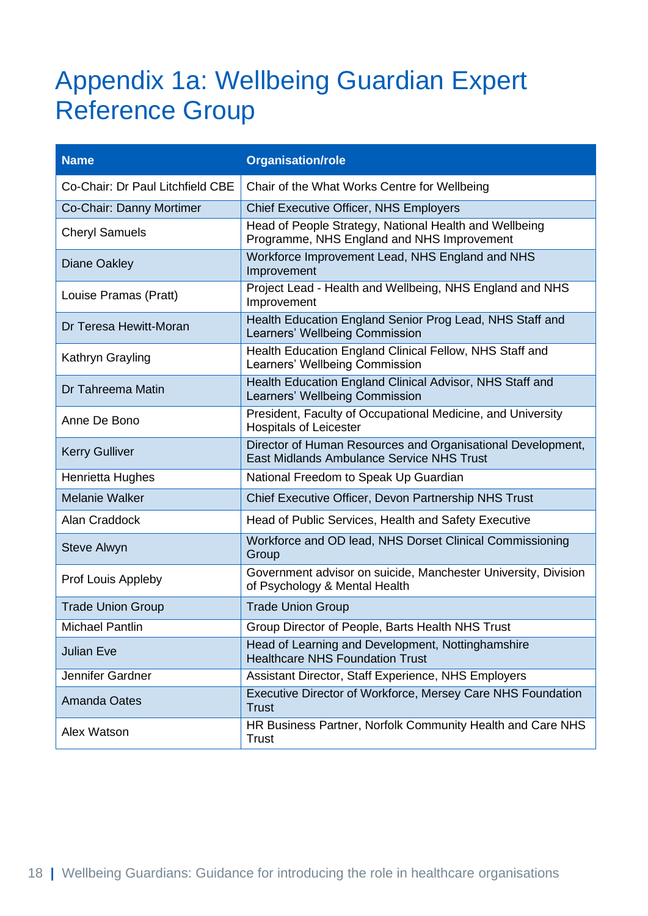# Appendix 1a: Wellbeing Guardian Expert Reference Group

| Name | Organisation/role |
|---|---|
| Co-Chair: Dr Paul Litchfield CBE | Chair of the What Works Centre for Wellbeing |
| Co-Chair: Danny Mortimer | Chief Executive Officer, NHS Employers |
| Cheryl Samuels | Head of People Strategy, National Health and Wellbeing Programme, NHS England and NHS Improvement |
| Diane Oakley | Workforce Improvement Lead, NHS England and NHS Improvement |
| Louise Pramas (Pratt) | Project Lead - Health and Wellbeing, NHS England and NHS Improvement |
| Dr Teresa Hewitt-Moran | Health Education England Senior Prog Lead, NHS Staff and Learners' Wellbeing Commission |
| Kathryn Grayling | Health Education England Clinical Fellow, NHS Staff and Learners' Wellbeing Commission |
| Dr Tahreema Matin | Health Education England Clinical Advisor, NHS Staff and Learners' Wellbeing Commission |
| Anne De Bono | President, Faculty of Occupational Medicine, and University Hospitals of Leicester |
| Kerry Gulliver | Director of Human Resources and Organisational Development, East Midlands Ambulance Service NHS Trust |
| Henrietta Hughes | National Freedom to Speak Up Guardian |
| Melanie Walker | Chief Executive Officer, Devon Partnership NHS Trust |
| Alan Craddock | Head of Public Services, Health and Safety Executive |
| Steve Alwyn | Workforce and OD lead, NHS Dorset Clinical Commissioning Group |
| Prof Louis Appleby | Government advisor on suicide, Manchester University, Division of Psychology & Mental Health |
| Trade Union Group | Trade Union Group |
| Michael Pantlin | Group Director of People, Barts Health NHS Trust |
| Julian Eve | Head of Learning and Development, Nottinghamshire Healthcare NHS Foundation Trust |
| Jennifer Gardner | Assistant Director, Staff Experience, NHS Employers |
| Amanda Oates | Executive Director of Workforce, Mersey Care NHS Foundation Trust |
| Alex Watson | HR Business Partner, Norfolk Community Health and Care NHS Trust |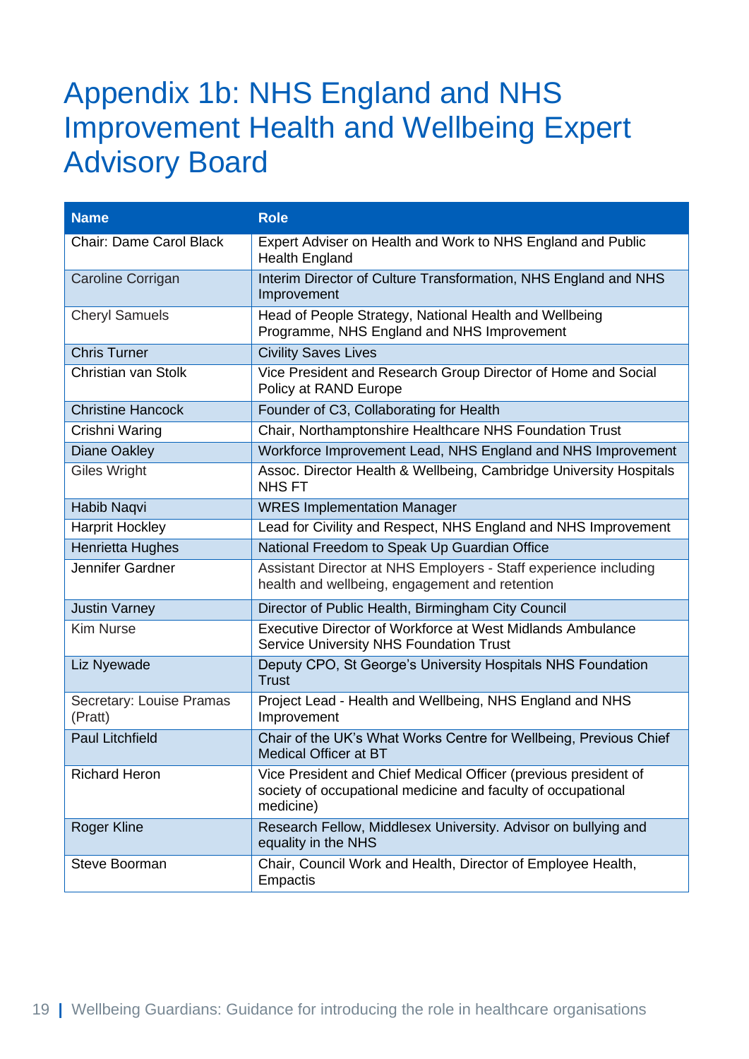# Appendix 1b: NHS England and NHS Improvement Health and Wellbeing Expert Advisory Board

| Name | Role |
|---|---|
| Chair: Dame Carol Black | Expert Adviser on Health and Work to NHS England and Public Health England |
| Caroline Corrigan | Interim Director of Culture Transformation, NHS England and NHS Improvement |
| Cheryl Samuels | Head of People Strategy, National Health and Wellbeing Programme, NHS England and NHS Improvement |
| Chris Turner | Civility Saves Lives |
| Christian van Stolk | Vice President and Research Group Director of Home and Social Policy at RAND Europe |
| Christine Hancock | Founder of C3, Collaborating for Health |
| Crishni Waring | Chair, Northamptonshire Healthcare NHS Foundation Trust |
| Diane Oakley | Workforce Improvement Lead, NHS England and NHS Improvement |
| Giles Wright | Assoc. Director Health & Wellbeing, Cambridge University Hospitals NHS FT |
| Habib Naqvi | WRES Implementation Manager |
| Harprit Hockley | Lead for Civility and Respect, NHS England and NHS Improvement |
| Henrietta Hughes | National Freedom to Speak Up Guardian Office |
| Jennifer Gardner | Assistant Director at NHS Employers - Staff experience including health and wellbeing, engagement and retention |
| Justin Varney | Director of Public Health, Birmingham City Council |
| Kim Nurse | Executive Director of Workforce at West Midlands Ambulance Service University NHS Foundation Trust |
| Liz Nyewade | Deputy CPO, St George's University Hospitals NHS Foundation Trust |
| Secretary: Louise Pramas (Pratt) | Project Lead - Health and Wellbeing, NHS England and NHS Improvement |
| Paul Litchfield | Chair of the UK's What Works Centre for Wellbeing, Previous Chief Medical Officer at BT |
| Richard Heron | Vice President and Chief Medical Officer (previous president of society of occupational medicine and faculty of occupational medicine) |
| Roger Kline | Research Fellow, Middlesex University. Advisor on bullying and equality in the NHS |
| Steve Boorman | Chair, Council Work and Health, Director of Employee Health, Empactis |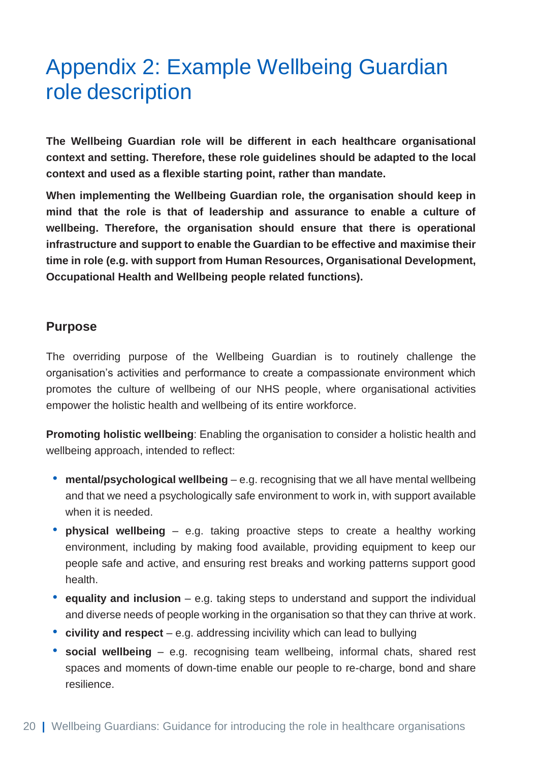# Appendix 2: Example Wellbeing Guardian role description

**The Wellbeing Guardian role will be different in each healthcare organisational context and setting. Therefore, these role guidelines should be adapted to the local context and used as a flexible starting point, rather than mandate.**

**When implementing the Wellbeing Guardian role, the organisation should keep in mind that the role is that of leadership and assurance to enable a culture of wellbeing. Therefore, the organisation should ensure that there is operational infrastructure and support to enable the Guardian to be effective and maximise their time in role (e.g. with support from Human Resources, Organisational Development, Occupational Health and Wellbeing people related functions).**

## Purpose

The overriding purpose of the Wellbeing Guardian is to routinely challenge the organisation's activities and performance to create a compassionate environment which promotes the culture of wellbeing of our NHS people, where organisational activities empower the holistic health and wellbeing of its entire workforce.

**Promoting holistic wellbeing**: Enabling the organisation to consider a holistic health and wellbeing approach, intended to reflect:

- **mental/psychological wellbeing** – e.g. recognising that we all have mental wellbeing and that we need a psychologically safe environment to work in, with support available when it is needed.
- **physical wellbeing** – e.g. taking proactive steps to create a healthy working environment, including by making food available, providing equipment to keep our people safe and active, and ensuring rest breaks and working patterns support good health.
- **equality and inclusion** – e.g. taking steps to understand and support the individual and diverse needs of people working in the organisation so that they can thrive at work.
- **civility and respect** – e.g. addressing incivility which can lead to bullying
- **social wellbeing** – e.g. recognising team wellbeing, informal chats, shared rest spaces and moments of down-time enable our people to re-charge, bond and share resilience.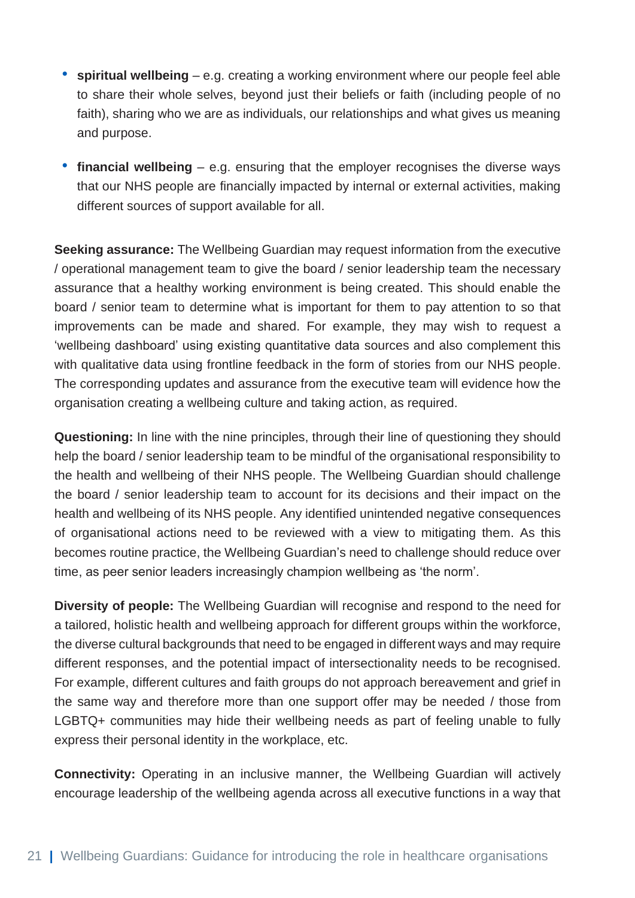- **spiritual wellbeing** – e.g. creating a working environment where our people feel able to share their whole selves, beyond just their beliefs or faith (including people of no faith), sharing who we are as individuals, our relationships and what gives us meaning and purpose.
- **financial wellbeing** – e.g. ensuring that the employer recognises the diverse ways that our NHS people are financially impacted by internal or external activities, making different sources of support available for all.

**Seeking assurance:** The Wellbeing Guardian may request information from the executive / operational management team to give the board / senior leadership team the necessary assurance that a healthy working environment is being created. This should enable the board / senior team to determine what is important for them to pay attention to so that improvements can be made and shared. For example, they may wish to request a 'wellbeing dashboard' using existing quantitative data sources and also complement this with qualitative data using frontline feedback in the form of stories from our NHS people. The corresponding updates and assurance from the executive team will evidence how the organisation creating a wellbeing culture and taking action, as required.

**Questioning:** In line with the nine principles, through their line of questioning they should help the board / senior leadership team to be mindful of the organisational responsibility to the health and wellbeing of their NHS people. The Wellbeing Guardian should challenge the board / senior leadership team to account for its decisions and their impact on the health and wellbeing of its NHS people. Any identified unintended negative consequences of organisational actions need to be reviewed with a view to mitigating them. As this becomes routine practice, the Wellbeing Guardian's need to challenge should reduce over time, as peer senior leaders increasingly champion wellbeing as 'the norm'.

**Diversity of people:** The Wellbeing Guardian will recognise and respond to the need for a tailored, holistic health and wellbeing approach for different groups within the workforce, the diverse cultural backgrounds that need to be engaged in different ways and may require different responses, and the potential impact of intersectionality needs to be recognised. For example, different cultures and faith groups do not approach bereavement and grief in the same way and therefore more than one support offer may be needed / those from LGBTQ+ communities may hide their wellbeing needs as part of feeling unable to fully express their personal identity in the workplace, etc.

**Connectivity:** Operating in an inclusive manner, the Wellbeing Guardian will actively encourage leadership of the wellbeing agenda across all executive functions in a way that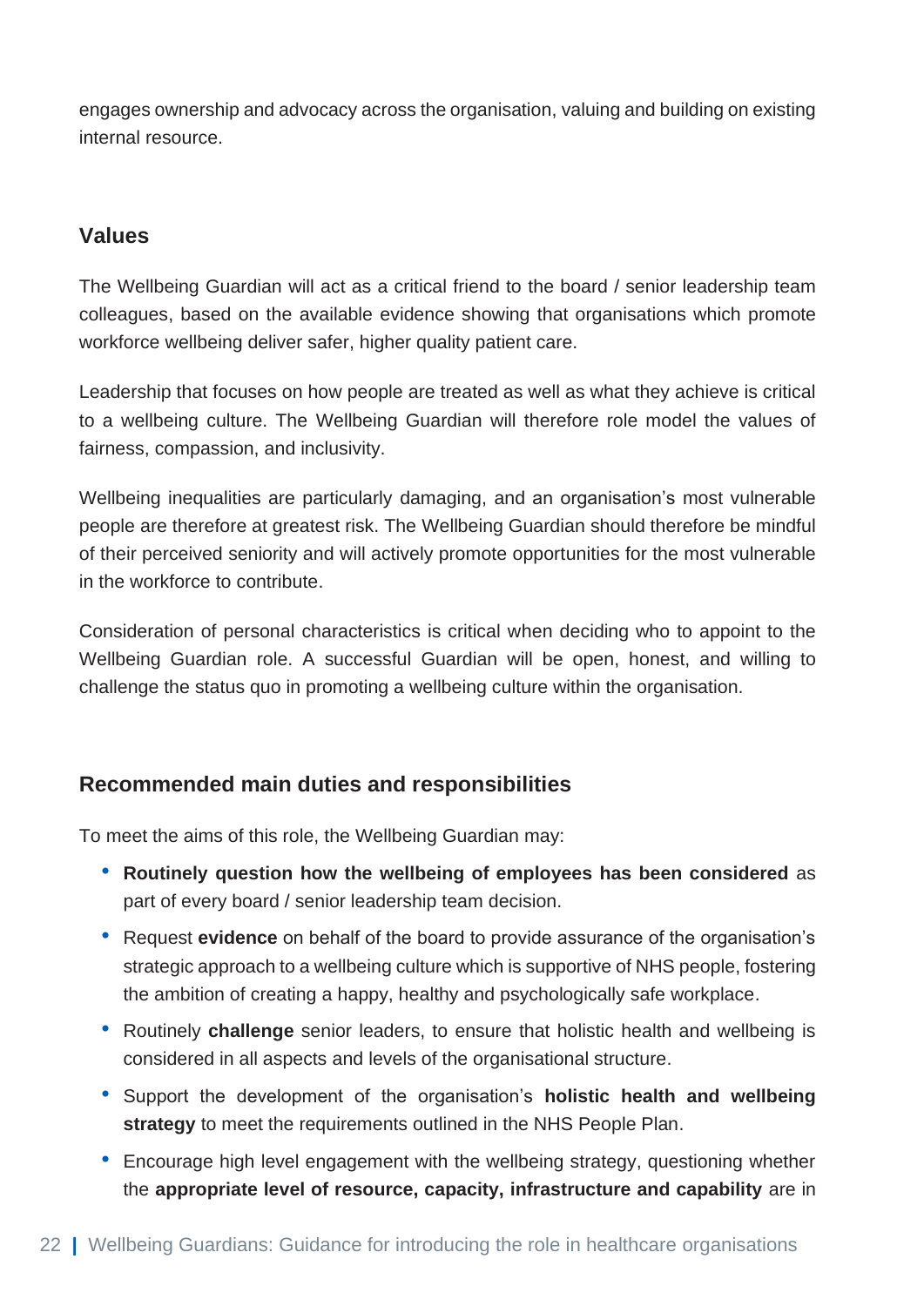engages ownership and advocacy across the organisation, valuing and building on existing internal resource.

## Values

The Wellbeing Guardian will act as a critical friend to the board / senior leadership team colleagues, based on the available evidence showing that organisations which promote workforce wellbeing deliver safer, higher quality patient care.

Leadership that focuses on how people are treated as well as what they achieve is critical to a wellbeing culture. The Wellbeing Guardian will therefore role model the values of fairness, compassion, and inclusivity.

Wellbeing inequalities are particularly damaging, and an organisation's most vulnerable people are therefore at greatest risk. The Wellbeing Guardian should therefore be mindful of their perceived seniority and will actively promote opportunities for the most vulnerable in the workforce to contribute.

Consideration of personal characteristics is critical when deciding who to appoint to the Wellbeing Guardian role. A successful Guardian will be open, honest, and willing to challenge the status quo in promoting a wellbeing culture within the organisation.

## Recommended main duties and responsibilities

To meet the aims of this role, the Wellbeing Guardian may:

- **Routinely question how the wellbeing of employees has been considered** as part of every board / senior leadership team decision.
- Request **evidence** on behalf of the board to provide assurance of the organisation's strategic approach to a wellbeing culture which is supportive of NHS people, fostering the ambition of creating a happy, healthy and psychologically safe workplace.
- Routinely **challenge** senior leaders, to ensure that holistic health and wellbeing is considered in all aspects and levels of the organisational structure.
- Support the development of the organisation's **holistic health and wellbeing strategy** to meet the requirements outlined in the NHS People Plan.
- Encourage high level engagement with the wellbeing strategy, questioning whether the **appropriate level of resource, capacity, infrastructure and capability** are in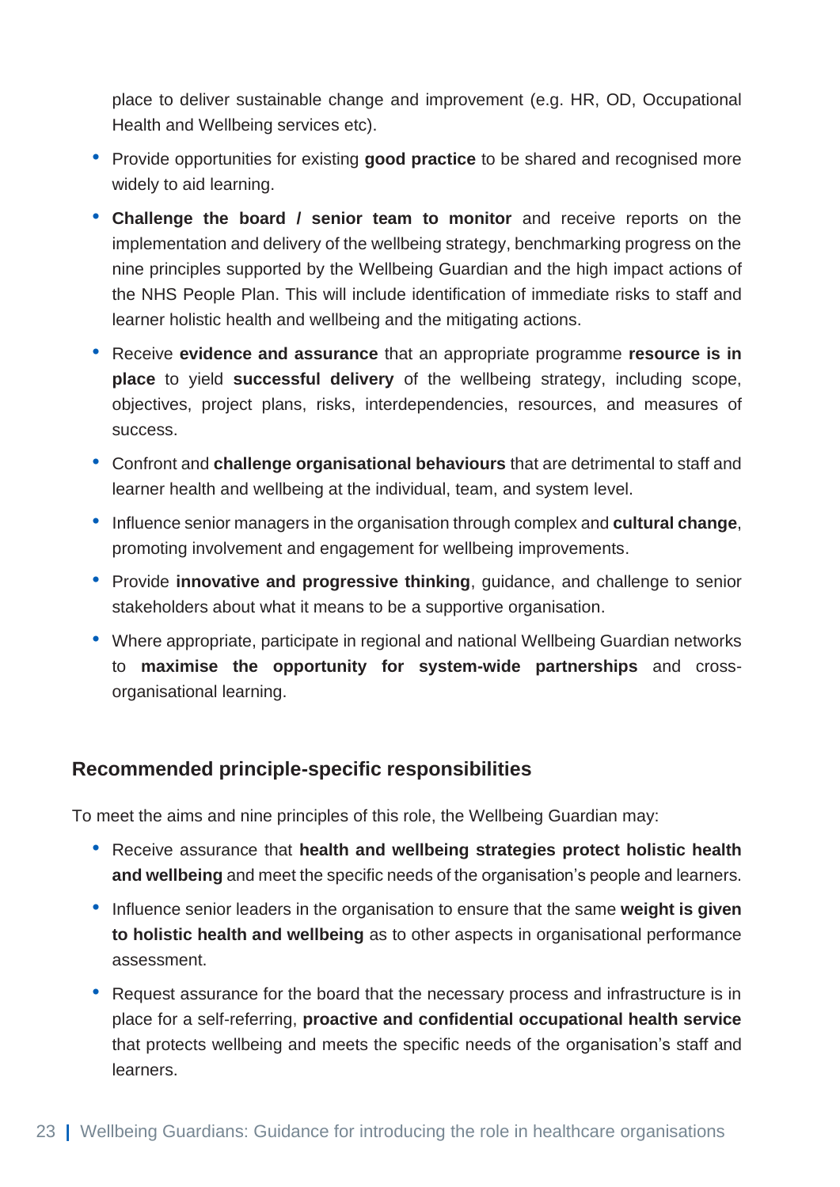place to deliver sustainable change and improvement (e.g. HR, OD, Occupational Health and Wellbeing services etc).

- Provide opportunities for existing **good practice** to be shared and recognised more widely to aid learning.
- **Challenge the board / senior team to monitor** and receive reports on the implementation and delivery of the wellbeing strategy, benchmarking progress on the nine principles supported by the Wellbeing Guardian and the high impact actions of the NHS People Plan. This will include identification of immediate risks to staff and learner holistic health and wellbeing and the mitigating actions.
- Receive **evidence and assurance** that an appropriate programme **resource is in place** to yield **successful delivery** of the wellbeing strategy, including scope, objectives, project plans, risks, interdependencies, resources, and measures of success.
- Confront and **challenge organisational behaviours** that are detrimental to staff and learner health and wellbeing at the individual, team, and system level.
- Influence senior managers in the organisation through complex and **cultural change**, promoting involvement and engagement for wellbeing improvements.
- Provide **innovative and progressive thinking**, guidance, and challenge to senior stakeholders about what it means to be a supportive organisation.
- Where appropriate, participate in regional and national Wellbeing Guardian networks to **maximise the opportunity for system-wide partnerships** and cross-organisational learning.

### Recommended principle-specific responsibilities

To meet the aims and nine principles of this role, the Wellbeing Guardian may:

- Receive assurance that **health and wellbeing strategies protect holistic health and wellbeing** and meet the specific needs of the organisation's people and learners.
- Influence senior leaders in the organisation to ensure that the same **weight is given to holistic health and wellbeing** as to other aspects in organisational performance assessment.
- Request assurance for the board that the necessary process and infrastructure is in place for a self-referring, **proactive and confidential occupational health service** that protects wellbeing and meets the specific needs of the organisation's staff and learners.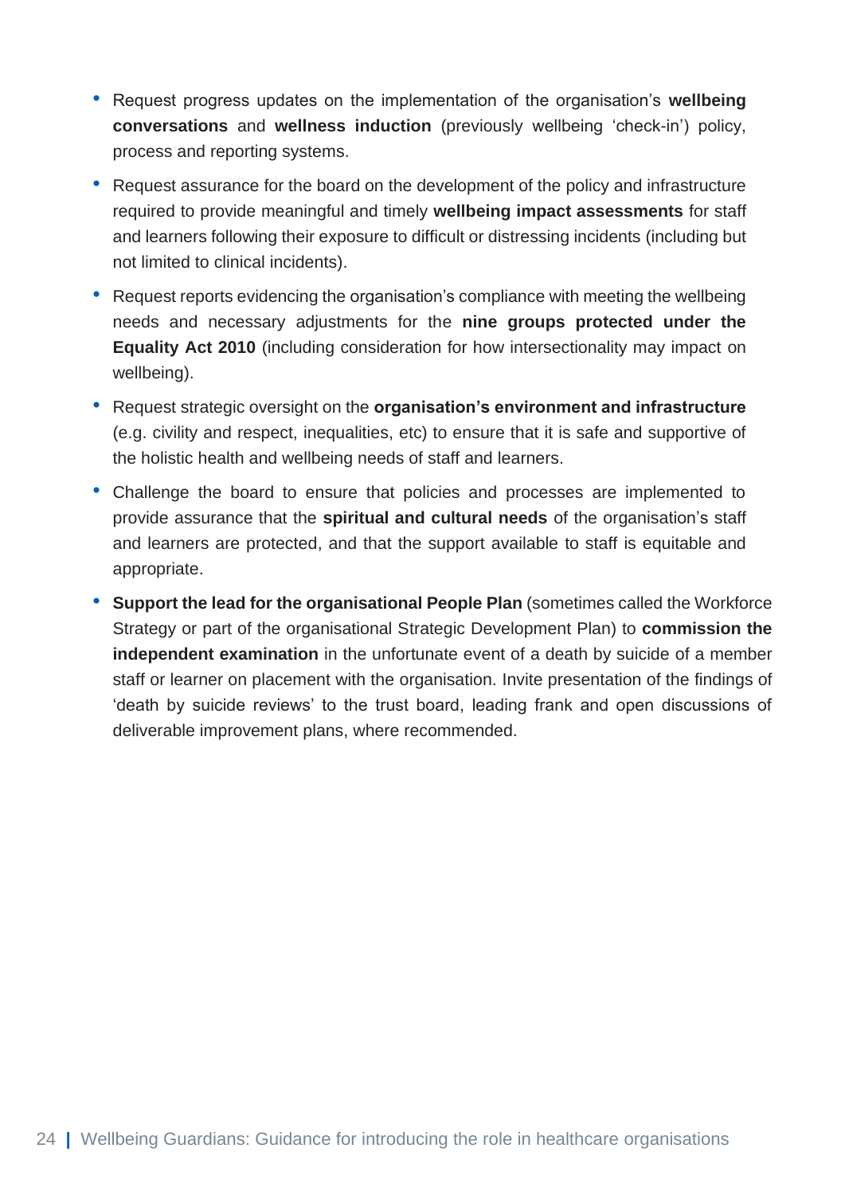- Request progress updates on the implementation of the organisation's **wellbeing conversations** and **wellness induction** (previously wellbeing 'check-in') policy, process and reporting systems.
- Request assurance for the board on the development of the policy and infrastructure required to provide meaningful and timely **wellbeing impact assessments** for staff and learners following their exposure to difficult or distressing incidents (including but not limited to clinical incidents).
- Request reports evidencing the organisation's compliance with meeting the wellbeing needs and necessary adjustments for the **nine groups protected under the Equality Act 2010** (including consideration for how intersectionality may impact on wellbeing).
- Request strategic oversight on the **organisation's environment and infrastructure** (e.g. civility and respect, inequalities, etc) to ensure that it is safe and supportive of the holistic health and wellbeing needs of staff and learners.
- Challenge the board to ensure that policies and processes are implemented to provide assurance that the **spiritual and cultural needs** of the organisation's staff and learners are protected, and that the support available to staff is equitable and appropriate.
- **Support the lead for the organisational People Plan** (sometimes called the Workforce Strategy or part of the organisational Strategic Development Plan) to **commission the independent examination** in the unfortunate event of a death by suicide of a member staff or learner on placement with the organisation. Invite presentation of the findings of 'death by suicide reviews' to the trust board, leading frank and open discussions of deliverable improvement plans, where recommended.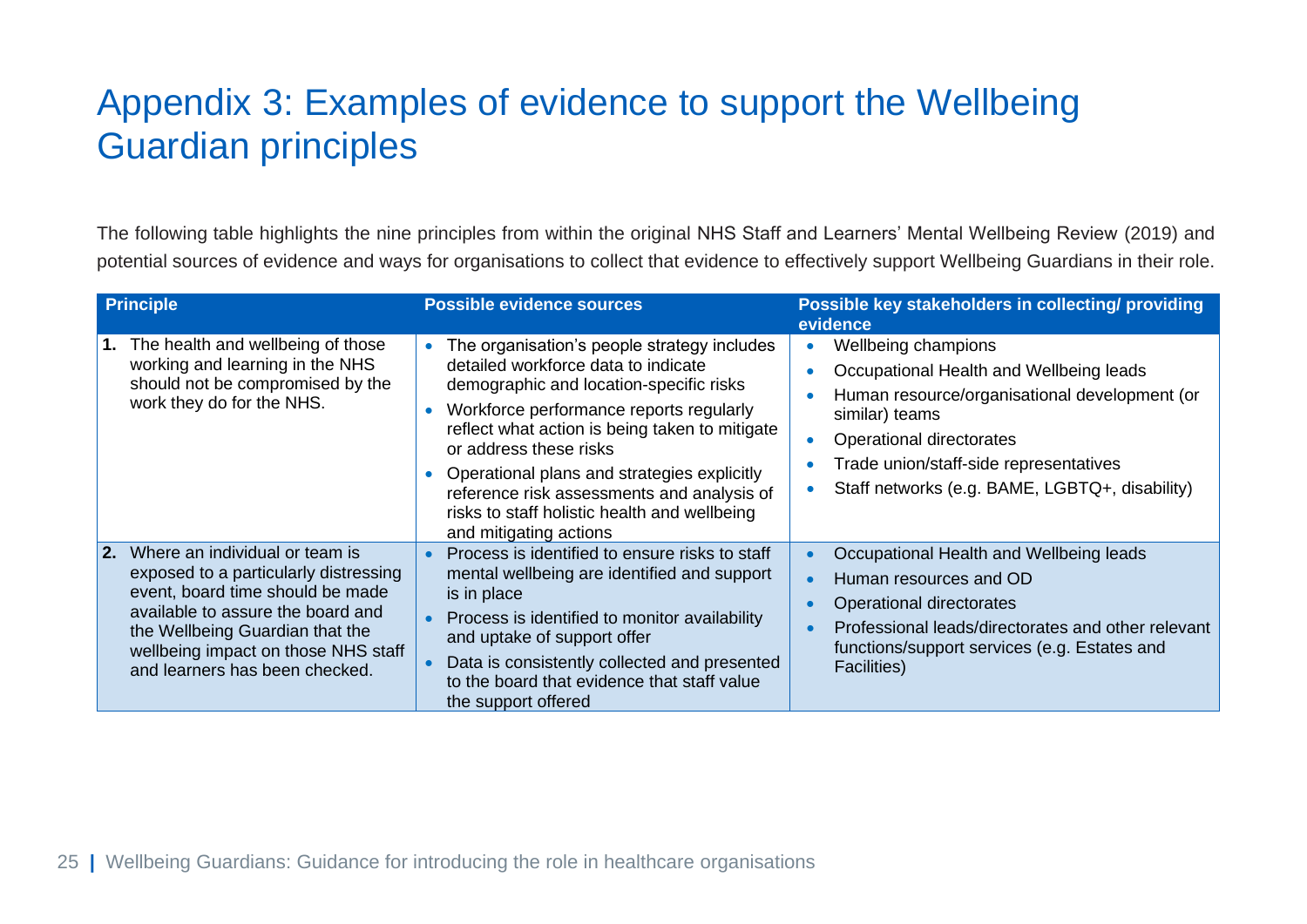# Appendix 3: Examples of evidence to support the Wellbeing Guardian principles

The following table highlights the nine principles from within the original NHS Staff and Learners' Mental Wellbeing Review (2019) and potential sources of evidence and ways for organisations to collect that evidence to effectively support Wellbeing Guardians in their role.

| Principle | Possible evidence sources | Possible key stakeholders in collecting/ providing evidence |
|---|---|---|
| **1.** The health and wellbeing of those working and learning in the NHS should not be compromised by the work they do for the NHS. | • The organisation's people strategy includes detailed workforce data to indicate demographic and location-specific risks<br>• Workforce performance reports regularly reflect what action is being taken to mitigate or address these risks<br>• Operational plans and strategies explicitly reference risk assessments and analysis of risks to staff holistic health and wellbeing and mitigating actions | • Wellbeing champions<br>• Occupational Health and Wellbeing leads<br>• Human resource/organisational development (or similar) teams<br>• Operational directorates<br>• Trade union/staff-side representatives<br>• Staff networks (e.g. BAME, LGBTQ+, disability) |
| **2.** Where an individual or team is exposed to a particularly distressing event, board time should be made available to assure the board and the Wellbeing Guardian that the wellbeing impact on those NHS staff and learners has been checked. | • Process is identified to ensure risks to staff mental wellbeing are identified and support is in place<br>• Process is identified to monitor availability and uptake of support offer<br>• Data is consistently collected and presented to the board that evidence that staff value the support offered | • Occupational Health and Wellbeing leads<br>• Human resources and OD<br>• Operational directorates<br>• Professional leads/directorates and other relevant functions/support services (e.g. Estates and Facilities) |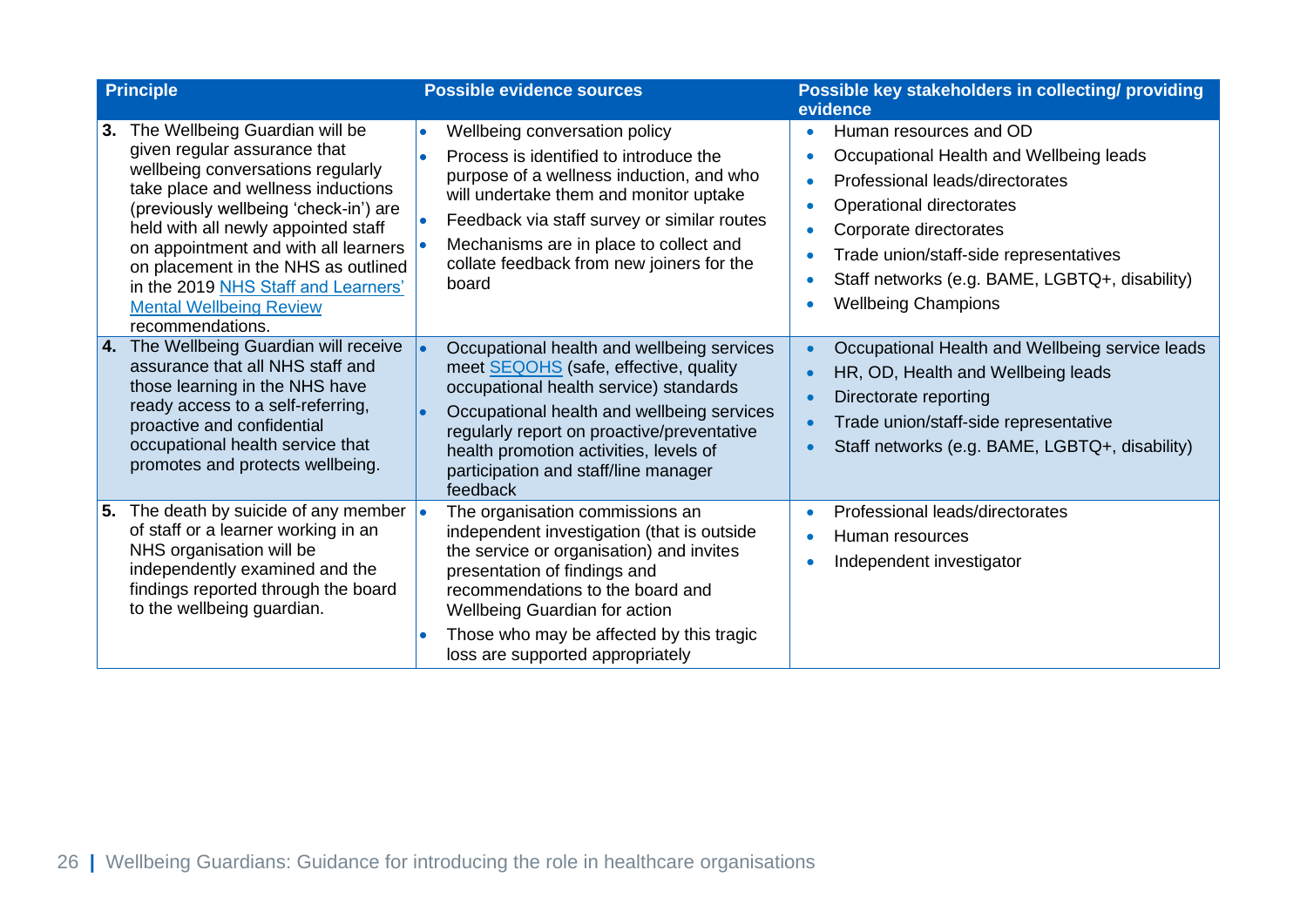| Principle | Possible evidence sources | Possible key stakeholders in collecting/ providing evidence |
|---|---|---|
| **3.** The Wellbeing Guardian will be given regular assurance that wellbeing conversations regularly take place and wellness inductions (previously wellbeing 'check-in') are held with all newly appointed staff on appointment and with all learners on placement in the NHS as outlined in the 2019 NHS Staff and Learners' Mental Wellbeing Review recommendations. | • Wellbeing conversation policy<br>• Process is identified to introduce the purpose of a wellness induction, and who will undertake them and monitor uptake<br>• Feedback via staff survey or similar routes<br>• Mechanisms are in place to collect and collate feedback from new joiners for the board | • Human resources and OD<br>• Occupational Health and Wellbeing leads<br>• Professional leads/directorates<br>• Operational directorates<br>• Corporate directorates<br>• Trade union/staff-side representatives<br>• Staff networks (e.g. BAME, LGBTQ+, disability)<br>• Wellbeing Champions |
| **4.** The Wellbeing Guardian will receive assurance that all NHS staff and those learning in the NHS have ready access to a self-referring, proactive and confidential occupational health service that promotes and protects wellbeing. | • Occupational health and wellbeing services meet SEQOHS (safe, effective, quality occupational health service) standards<br>• Occupational health and wellbeing services regularly report on proactive/preventative health promotion activities, levels of participation and staff/line manager feedback | • Occupational Health and Wellbeing service leads<br>• HR, OD, Health and Wellbeing leads<br>• Directorate reporting<br>• Trade union/staff-side representative<br>• Staff networks (e.g. BAME, LGBTQ+, disability) |
| **5.** The death by suicide of any member of staff or a learner working in an NHS organisation will be independently examined and the findings reported through the board to the wellbeing guardian. | • The organisation commissions an independent investigation (that is outside the service or organisation) and invites presentation of findings and recommendations to the board and Wellbeing Guardian for action<br>• Those who may be affected by this tragic loss are supported appropriately | • Professional leads/directorates<br>• Human resources<br>• Independent investigator |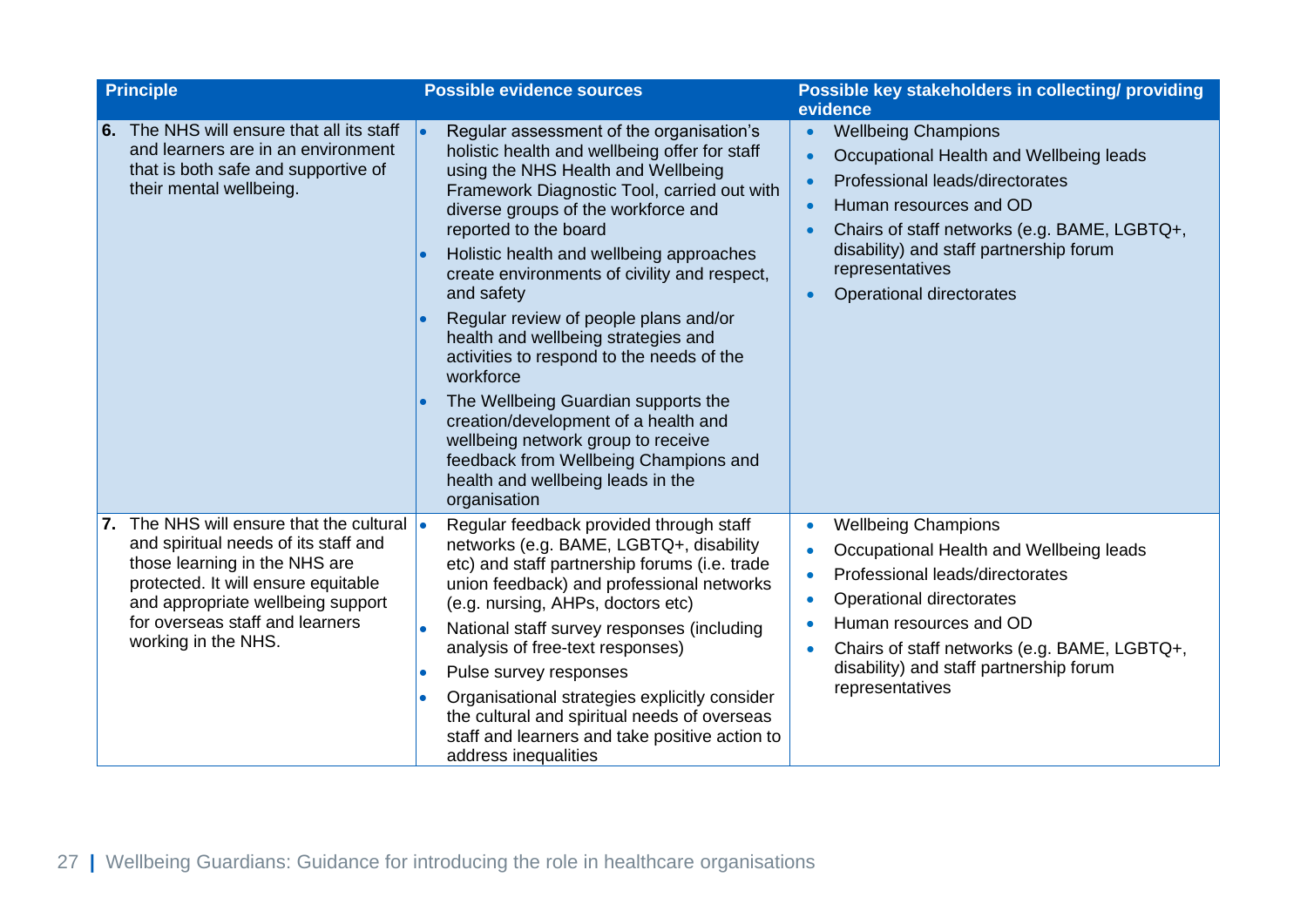| Principle | Possible evidence sources | Possible key stakeholders in collecting/ providing evidence |
|---|---|---|
| **6.** The NHS will ensure that all its staff and learners are in an environment that is both safe and supportive of their mental wellbeing. | • Regular assessment of the organisation's holistic health and wellbeing offer for staff using the NHS Health and Wellbeing Framework Diagnostic Tool, carried out with diverse groups of the workforce and reported to the board<br>• Holistic health and wellbeing approaches create environments of civility and respect, and safety<br>• Regular review of people plans and/or health and wellbeing strategies and activities to respond to the needs of the workforce<br>• The Wellbeing Guardian supports the creation/development of a health and wellbeing network group to receive feedback from Wellbeing Champions and health and wellbeing leads in the organisation | • Wellbeing Champions<br>• Occupational Health and Wellbeing leads<br>• Professional leads/directorates<br>• Human resources and OD<br>• Chairs of staff networks (e.g. BAME, LGBTQ+, disability) and staff partnership forum representatives<br>• Operational directorates |
| **7.** The NHS will ensure that the cultural and spiritual needs of its staff and those learning in the NHS are protected. It will ensure equitable and appropriate wellbeing support for overseas staff and learners working in the NHS. | • Regular feedback provided through staff networks (e.g. BAME, LGBTQ+, disability etc) and staff partnership forums (i.e. trade union feedback) and professional networks (e.g. nursing, AHPs, doctors etc)<br>• National staff survey responses (including analysis of free-text responses)<br>• Pulse survey responses<br>• Organisational strategies explicitly consider the cultural and spiritual needs of overseas staff and learners and take positive action to address inequalities | • Wellbeing Champions<br>• Occupational Health and Wellbeing leads<br>• Professional leads/directorates<br>• Operational directorates<br>• Human resources and OD<br>• Chairs of staff networks (e.g. BAME, LGBTQ+, disability) and staff partnership forum representatives |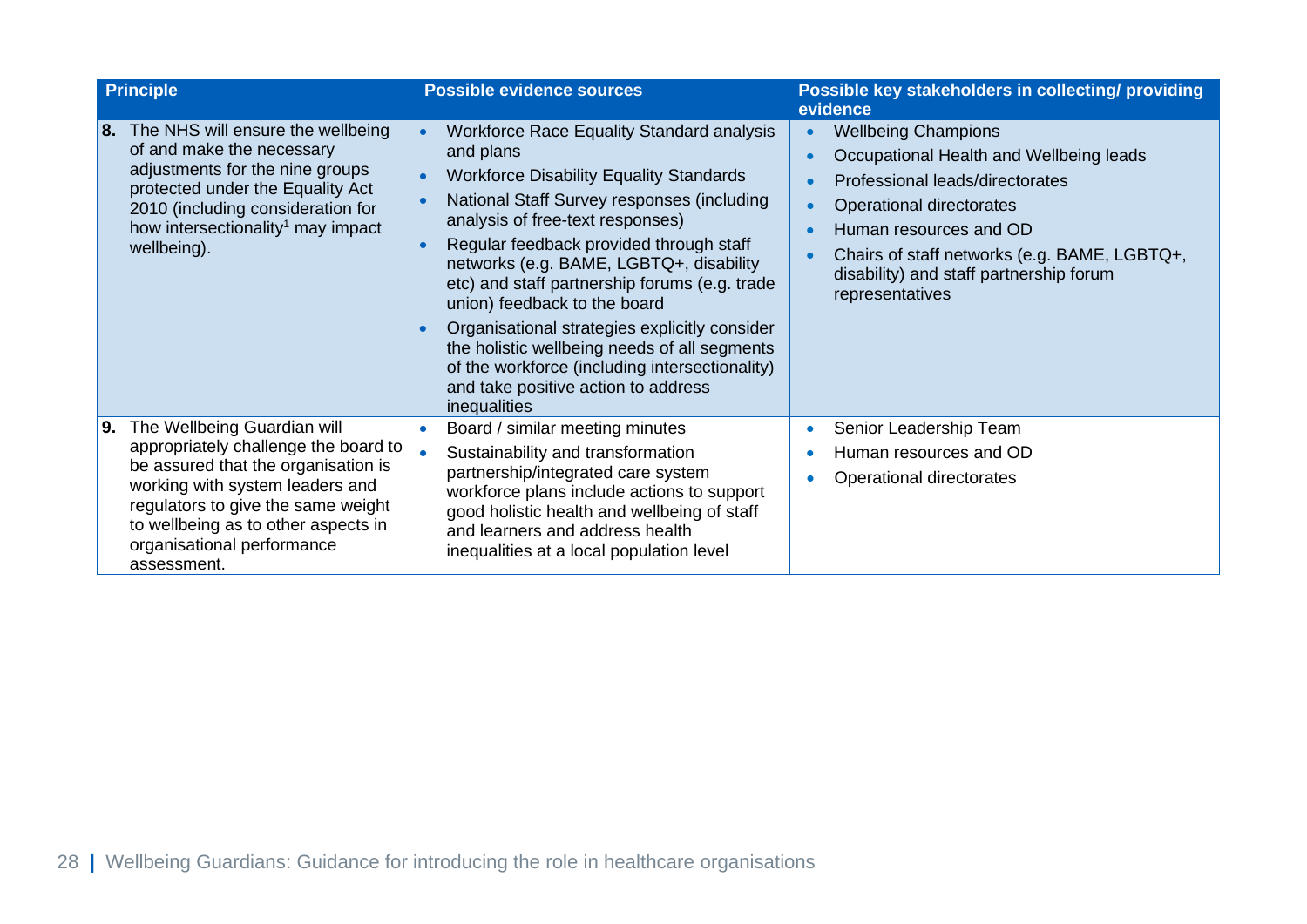| Principle | Possible evidence sources | Possible key stakeholders in collecting/ providing evidence |
|---|---|---|
| **8.** The NHS will ensure the wellbeing of and make the necessary adjustments for the nine groups protected under the Equality Act 2010 (including consideration for how intersectionality[1] may impact wellbeing). | • Workforce Race Equality Standard analysis and plans<br>• Workforce Disability Equality Standards<br>• National Staff Survey responses (including analysis of free-text responses)<br>• Regular feedback provided through staff networks (e.g. BAME, LGBTQ+, disability etc) and staff partnership forums (e.g. trade union) feedback to the board<br>• Organisational strategies explicitly consider the holistic wellbeing needs of all segments of the workforce (including intersectionality) and take positive action to address inequalities | • Wellbeing Champions<br>• Occupational Health and Wellbeing leads<br>• Professional leads/directorates<br>• Operational directorates<br>• Human resources and OD<br>• Chairs of staff networks (e.g. BAME, LGBTQ+, disability) and staff partnership forum representatives |
| **9.** The Wellbeing Guardian will appropriately challenge the board to be assured that the organisation is working with system leaders and regulators to give the same weight to wellbeing as to other aspects in organisational performance assessment. | • Board / similar meeting minutes<br>• Sustainability and transformation partnership/integrated care system workforce plans include actions to support good holistic health and wellbeing of staff and learners and address health inequalities at a local population level | • Senior Leadership Team<br>• Human resources and OD<br>• Operational directorates |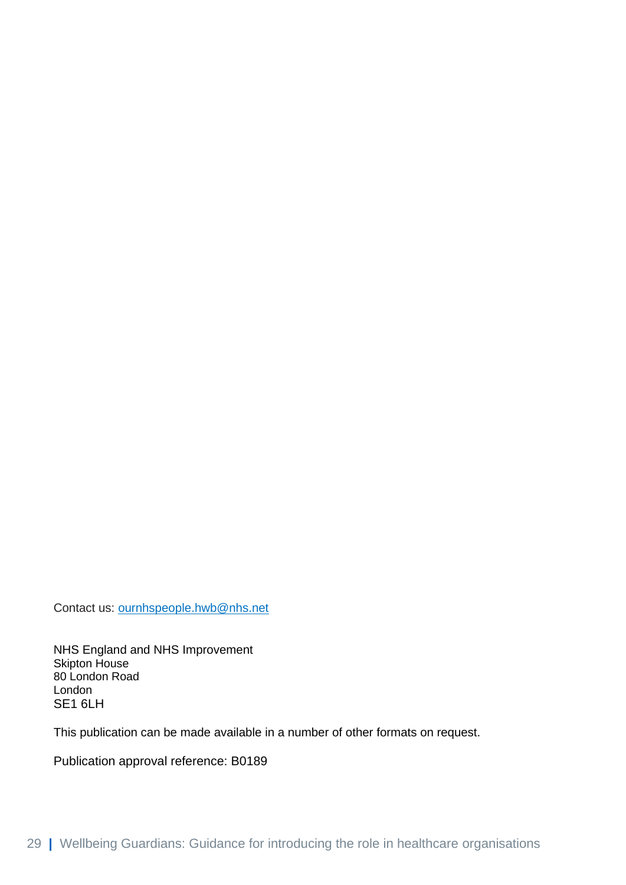Contact us: [ournhspeople.hwb@nhs.net](mailto:ournhspeople.hwb@nhs.net)

NHS England and NHS Improvement
Skipton House
80 London Road
London
SE1 6LH

This publication can be made available in a number of other formats on request.

Publication approval reference: B0189